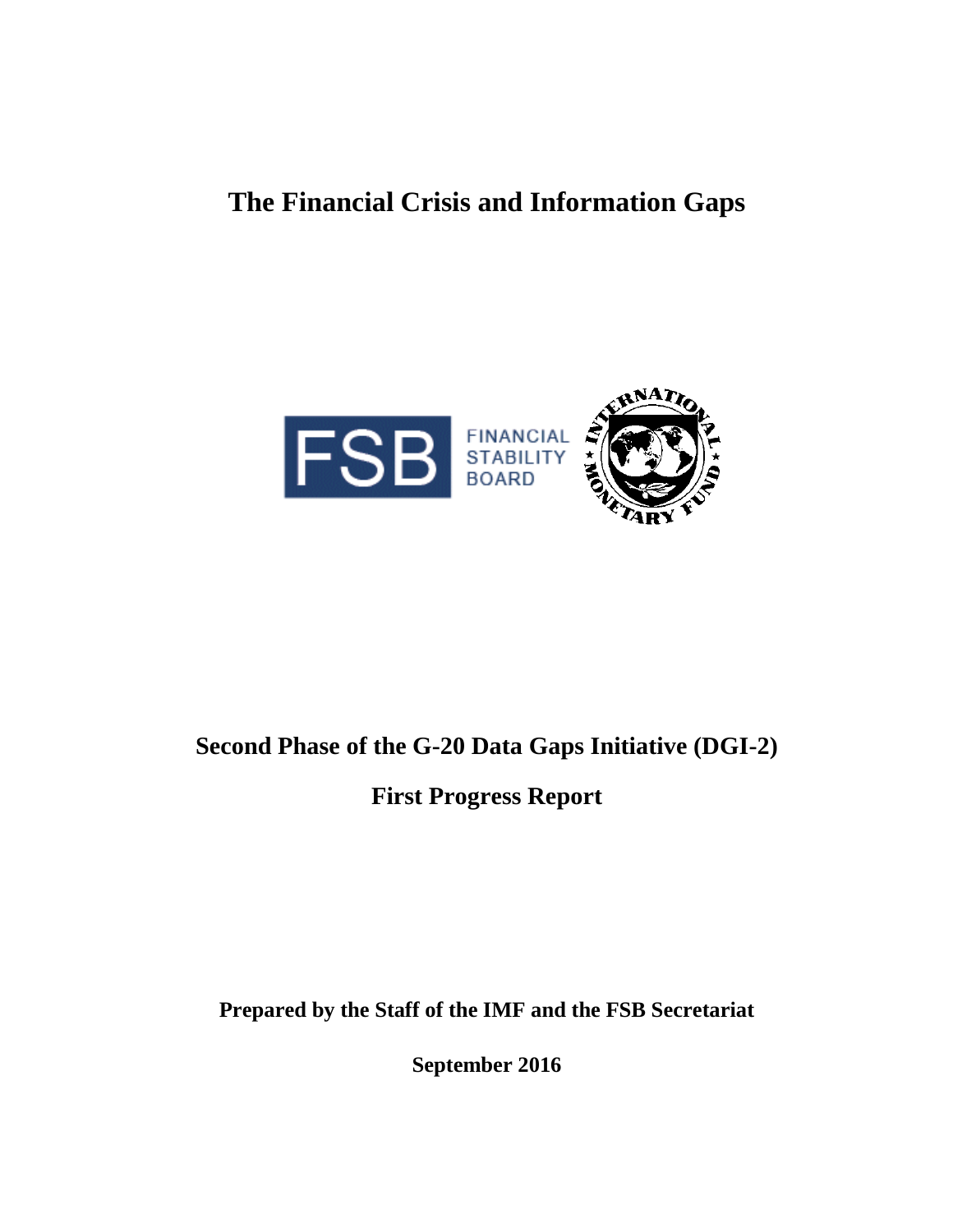# The Financial Crisis and Information Gaps

FSB FINANCIAL STABILITY BOARD

INTERNATIONAL MONETARY FUND

## Second Phase of the G-20 Data Gaps Initiative (DGI-2)

## First Progress Report

**Prepared by the Staff of the IMF and the FSB Secretariat**

**September 2016**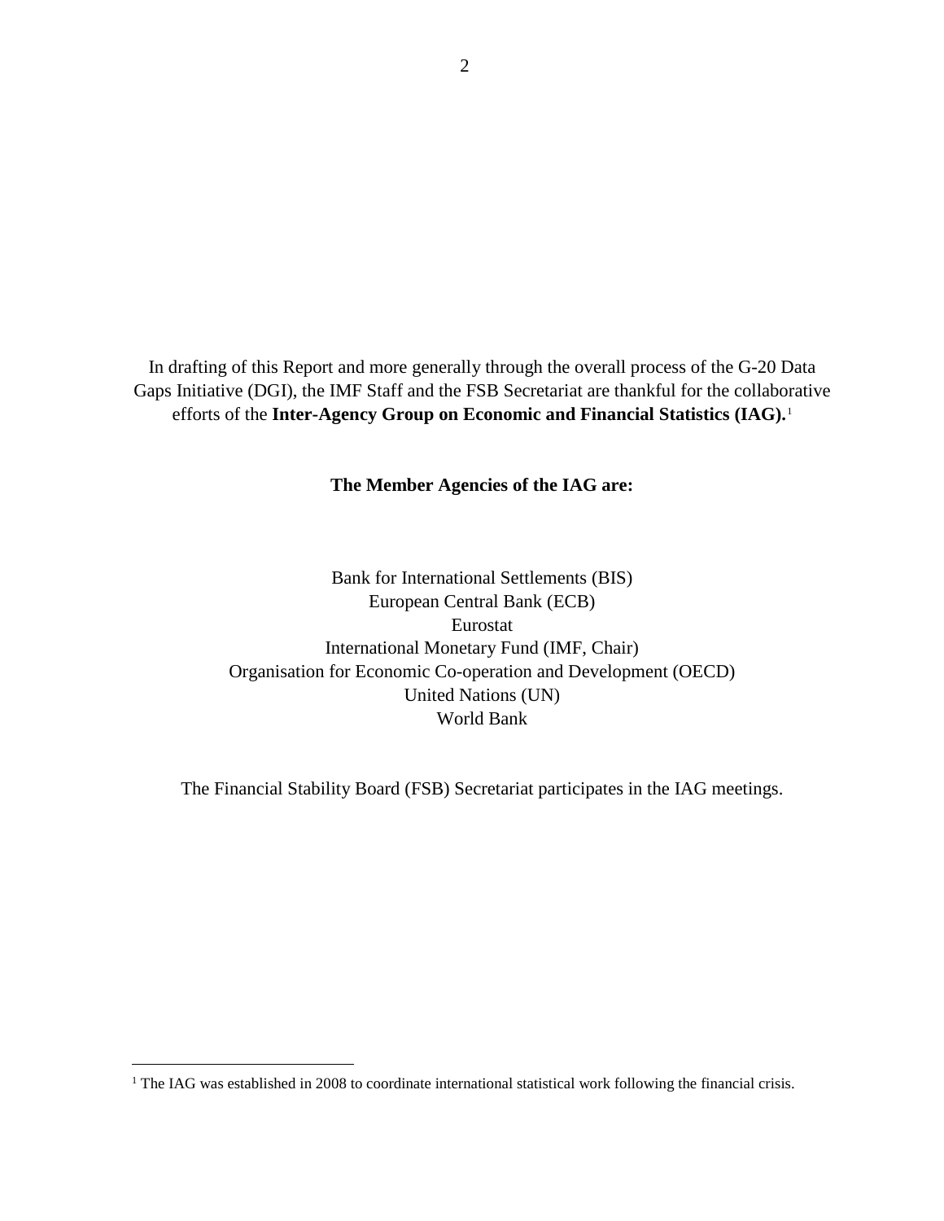In drafting of this Report and more generally through the overall process of the G-20 Data Gaps Initiative (DGI), the IMF Staff and the FSB Secretariat are thankful for the collaborative efforts of the **Inter-Agency Group on Economic and Financial Statistics (IAG).**[1]

**The Member Agencies of the IAG are:**

Bank for International Settlements (BIS)
European Central Bank (ECB)
Eurostat
International Monetary Fund (IMF, Chair)
Organisation for Economic Co-operation and Development (OECD)
United Nations (UN)
World Bank

The Financial Stability Board (FSB) Secretariat participates in the IAG meetings.

---

[1] The IAG was established in 2008 to coordinate international statistical work following the financial crisis.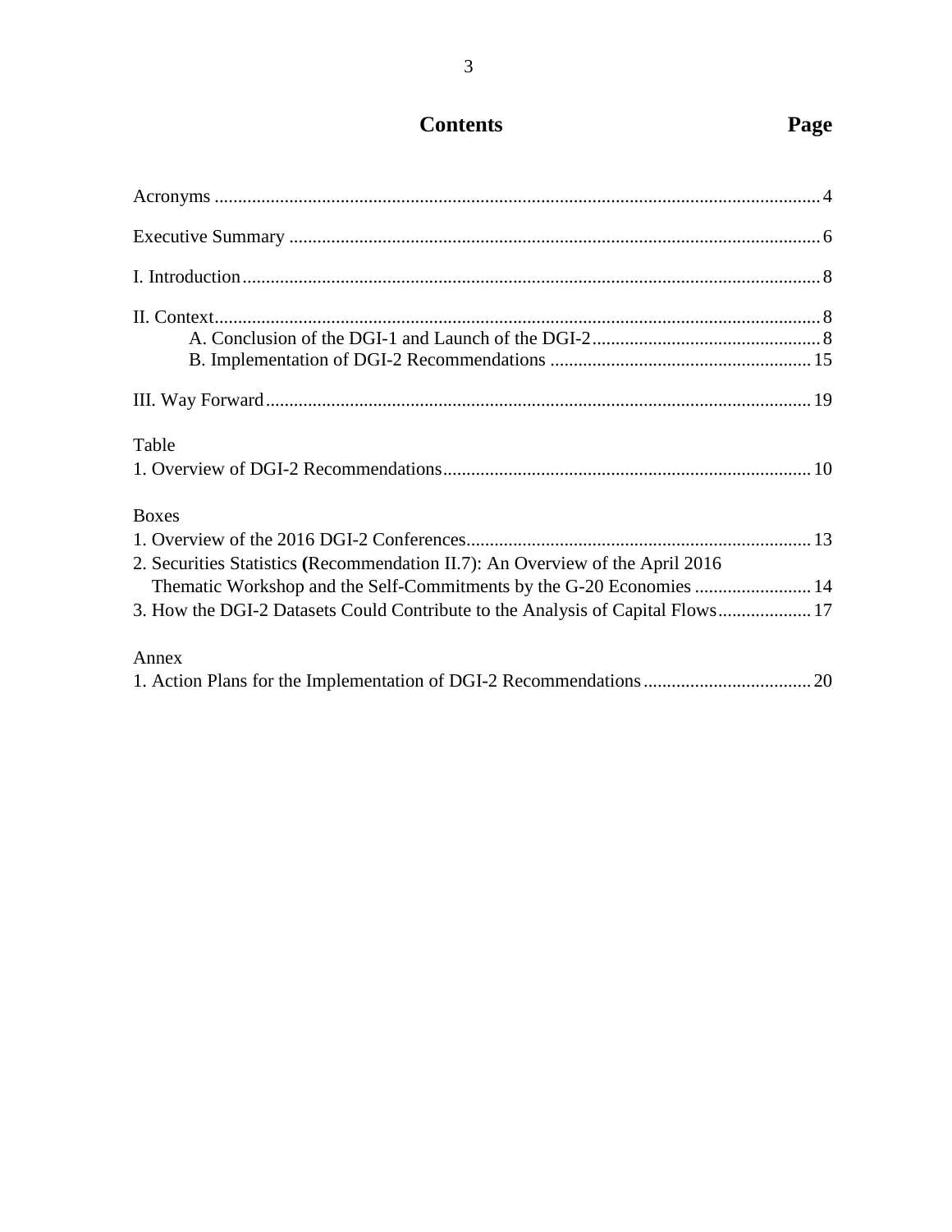# Contents Page

Acronyms ........................................................................................................................ 4

Executive Summary ......................................................................................................... 6

I. Introduction .................................................................................................................. 8

II. Context ........................................................................................................................ 8
    A. Conclusion of the DGI-1 and Launch of the DGI-2 ................................................ 8
    B. Implementation of DGI-2 Recommendations ....................................................... 15

III. Way Forward ............................................................................................................ 19

Table
1. Overview of DGI-2 Recommendations ..................................................................... 10

Boxes
1. Overview of the 2016 DGI-2 Conferences ................................................................. 13
2. Securities Statistics **(**Recommendation II.7): An Overview of the April 2016
   Thematic Workshop and the Self-Commitments by the G-20 Economies ................. 14
3. How the DGI-2 Datasets Could Contribute to the Analysis of Capital Flows ............ 17

Annex
1. Action Plans for the Implementation of DGI-2 Recommendations ............................ 20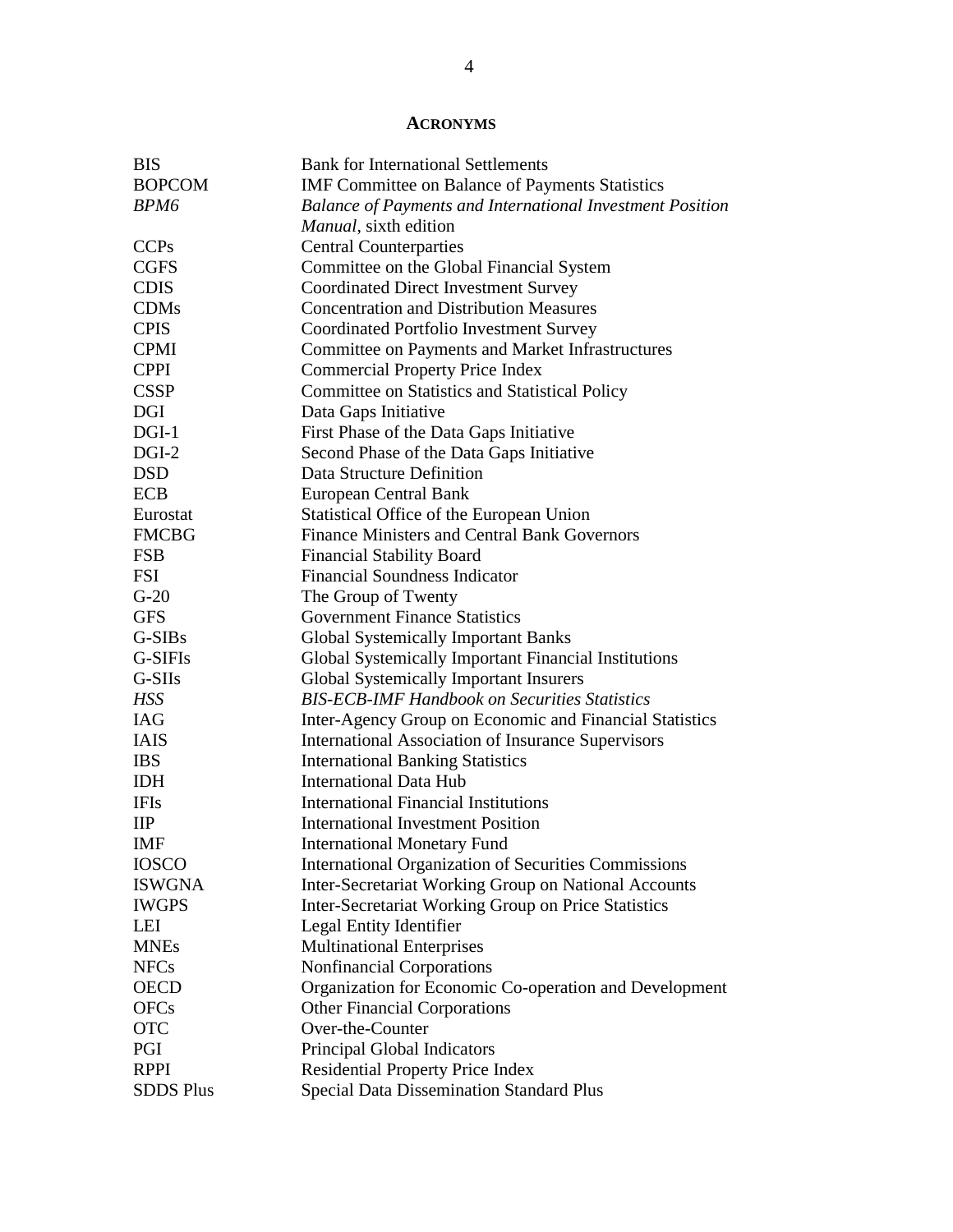## ACRONYMS

| | |
|---|---|
| BIS | Bank for International Settlements |
| BOPCOM | IMF Committee on Balance of Payments Statistics |
| *BPM6* | *Balance of Payments and International Investment Position Manual*, sixth edition |
| CCPs | Central Counterparties |
| CGFS | Committee on the Global Financial System |
| CDIS | Coordinated Direct Investment Survey |
| CDMs | Concentration and Distribution Measures |
| CPIS | Coordinated Portfolio Investment Survey |
| CPMI | Committee on Payments and Market Infrastructures |
| CPPI | Commercial Property Price Index |
| CSSP | Committee on Statistics and Statistical Policy |
| DGI | Data Gaps Initiative |
| DGI-1 | First Phase of the Data Gaps Initiative |
| DGI-2 | Second Phase of the Data Gaps Initiative |
| DSD | Data Structure Definition |
| ECB | European Central Bank |
| Eurostat | Statistical Office of the European Union |
| FMCBG | Finance Ministers and Central Bank Governors |
| FSB | Financial Stability Board |
| FSI | Financial Soundness Indicator |
| G-20 | The Group of Twenty |
| GFS | Government Finance Statistics |
| G-SIBs | Global Systemically Important Banks |
| G-SIFIs | Global Systemically Important Financial Institutions |
| G-SIIs | Global Systemically Important Insurers |
| *HSS* | *BIS-ECB-IMF Handbook on Securities Statistics* |
| IAG | Inter-Agency Group on Economic and Financial Statistics |
| IAIS | International Association of Insurance Supervisors |
| IBS | International Banking Statistics |
| IDH | International Data Hub |
| IFIs | International Financial Institutions |
| IIP | International Investment Position |
| IMF | International Monetary Fund |
| IOSCO | International Organization of Securities Commissions |
| ISWGNA | Inter-Secretariat Working Group on National Accounts |
| IWGPS | Inter-Secretariat Working Group on Price Statistics |
| LEI | Legal Entity Identifier |
| MNEs | Multinational Enterprises |
| NFCs | Nonfinancial Corporations |
| OECD | Organization for Economic Co-operation and Development |
| OFCs | Other Financial Corporations |
| OTC | Over-the-Counter |
| PGI | Principal Global Indicators |
| RPPI | Residential Property Price Index |
| SDDS Plus | Special Data Dissemination Standard Plus |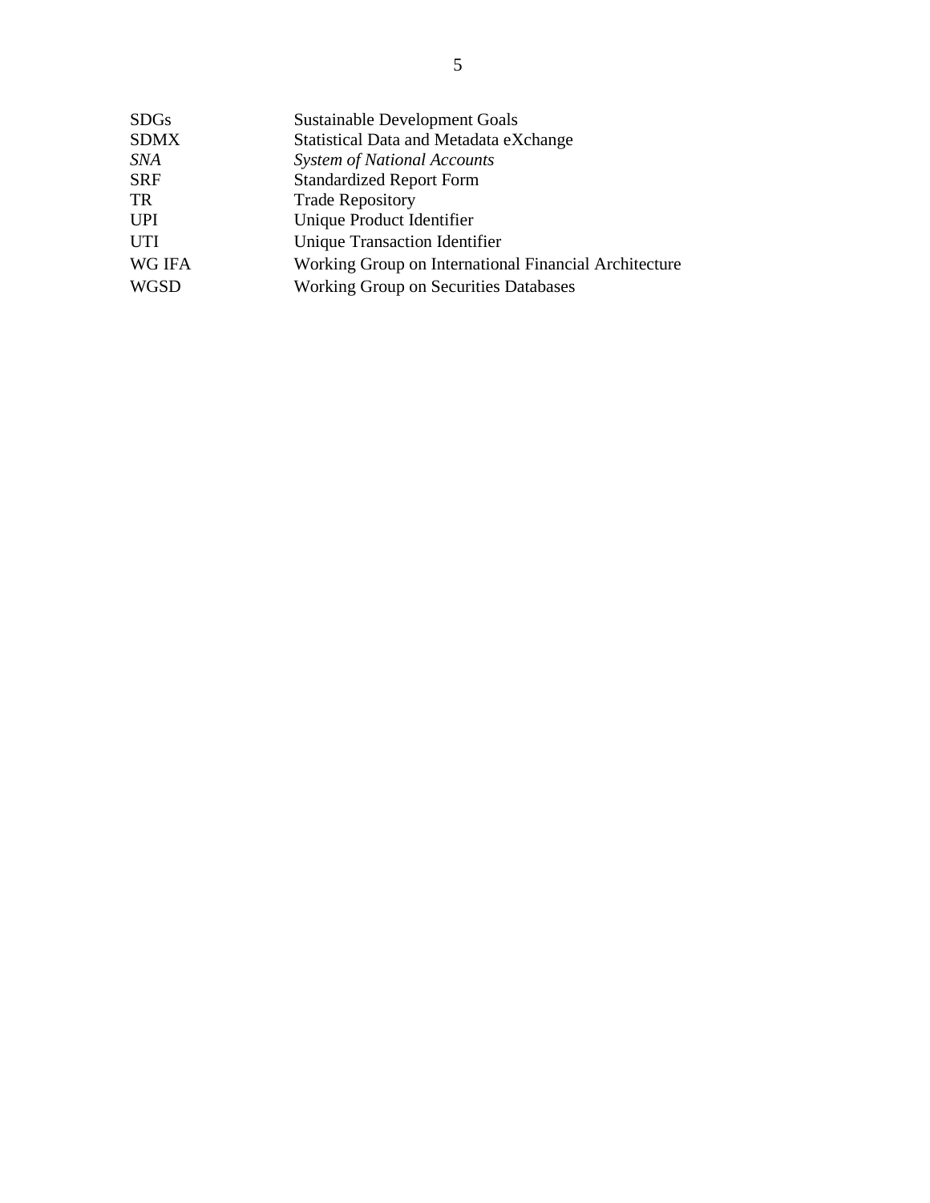| | |
|---|---|
| SDGs | Sustainable Development Goals |
| SDMX | Statistical Data and Metadata eXchange |
| *SNA* | *System of National Accounts* |
| SRF | Standardized Report Form |
| TR | Trade Repository |
| UPI | Unique Product Identifier |
| UTI | Unique Transaction Identifier |
| WG IFA | Working Group on International Financial Architecture |
| WGSD | Working Group on Securities Databases |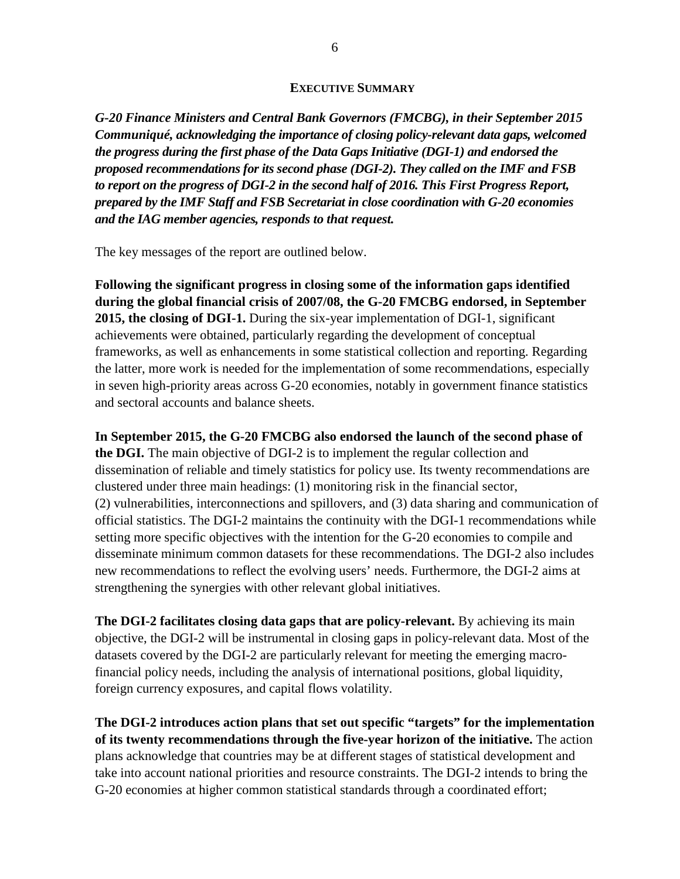## EXECUTIVE SUMMARY

***G-20 Finance Ministers and Central Bank Governors (FMCBG), in their September 2015 Communiqué, acknowledging the importance of closing policy-relevant data gaps, welcomed the progress during the first phase of the Data Gaps Initiative (DGI-1) and endorsed the proposed recommendations for its second phase (DGI-2). They called on the IMF and FSB to report on the progress of DGI-2 in the second half of 2016. This First Progress Report, prepared by the IMF Staff and FSB Secretariat in close coordination with G-20 economies and the IAG member agencies, responds to that request.***

The key messages of the report are outlined below.

**Following the significant progress in closing some of the information gaps identified during the global financial crisis of 2007/08, the G-20 FMCBG endorsed, in September 2015, the closing of DGI-1.** During the six-year implementation of DGI-1, significant achievements were obtained, particularly regarding the development of conceptual frameworks, as well as enhancements in some statistical collection and reporting. Regarding the latter, more work is needed for the implementation of some recommendations, especially in seven high-priority areas across G-20 economies, notably in government finance statistics and sectoral accounts and balance sheets.

**In September 2015, the G-20 FMCBG also endorsed the launch of the second phase of the DGI.** The main objective of DGI-2 is to implement the regular collection and dissemination of reliable and timely statistics for policy use. Its twenty recommendations are clustered under three main headings: (1) monitoring risk in the financial sector, (2) vulnerabilities, interconnections and spillovers, and (3) data sharing and communication of official statistics. The DGI-2 maintains the continuity with the DGI-1 recommendations while setting more specific objectives with the intention for the G-20 economies to compile and disseminate minimum common datasets for these recommendations. The DGI-2 also includes new recommendations to reflect the evolving users' needs. Furthermore, the DGI-2 aims at strengthening the synergies with other relevant global initiatives.

**The DGI-2 facilitates closing data gaps that are policy-relevant.** By achieving its main objective, the DGI-2 will be instrumental in closing gaps in policy-relevant data. Most of the datasets covered by the DGI-2 are particularly relevant for meeting the emerging macro-financial policy needs, including the analysis of international positions, global liquidity, foreign currency exposures, and capital flows volatility.

**The DGI-2 introduces action plans that set out specific "targets" for the implementation of its twenty recommendations through the five-year horizon of the initiative.** The action plans acknowledge that countries may be at different stages of statistical development and take into account national priorities and resource constraints. The DGI-2 intends to bring the G-20 economies at higher common statistical standards through a coordinated effort;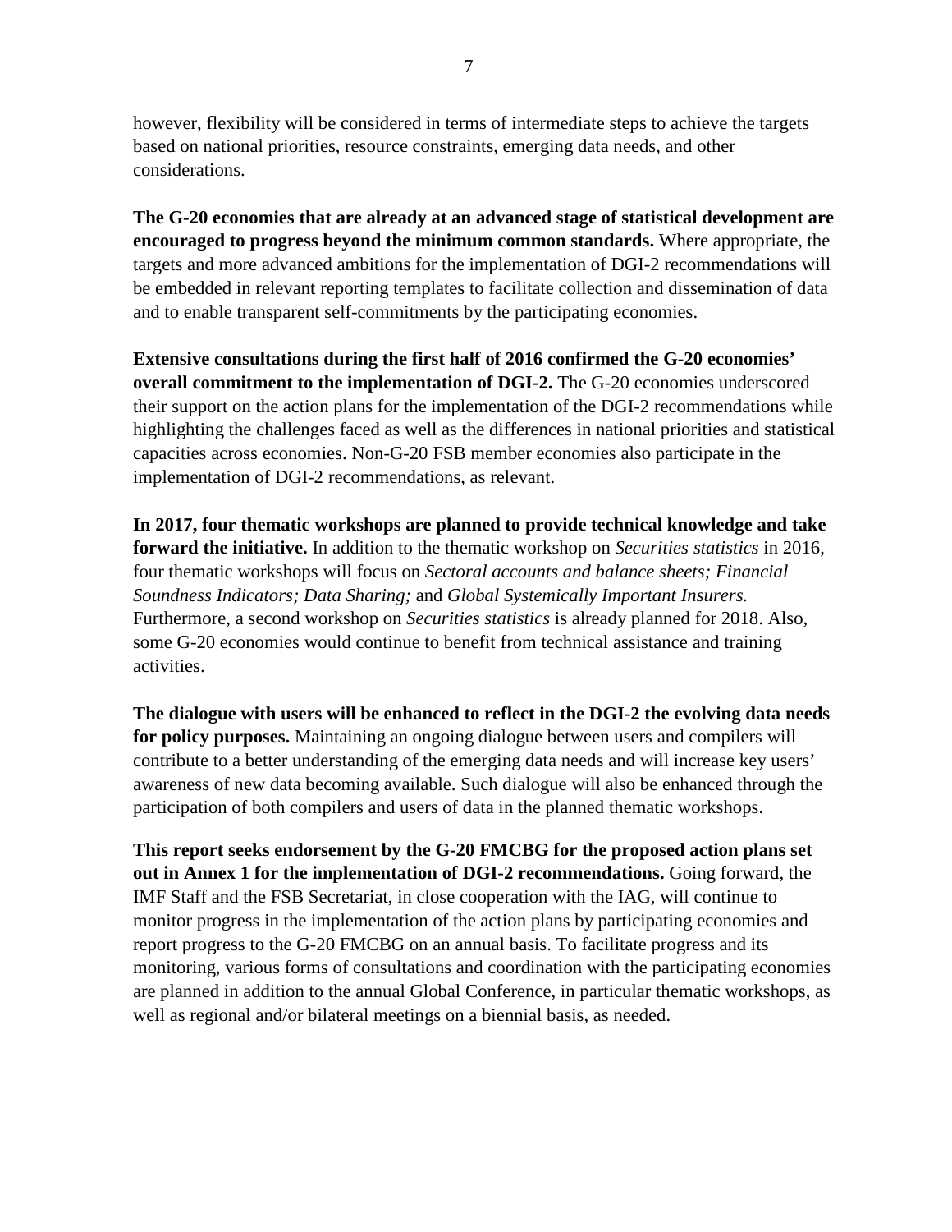however, flexibility will be considered in terms of intermediate steps to achieve the targets based on national priorities, resource constraints, emerging data needs, and other considerations.

**The G-20 economies that are already at an advanced stage of statistical development are encouraged to progress beyond the minimum common standards.** Where appropriate, the targets and more advanced ambitions for the implementation of DGI-2 recommendations will be embedded in relevant reporting templates to facilitate collection and dissemination of data and to enable transparent self-commitments by the participating economies.

**Extensive consultations during the first half of 2016 confirmed the G-20 economies' overall commitment to the implementation of DGI-2.** The G-20 economies underscored their support on the action plans for the implementation of the DGI-2 recommendations while highlighting the challenges faced as well as the differences in national priorities and statistical capacities across economies. Non-G-20 FSB member economies also participate in the implementation of DGI-2 recommendations, as relevant.

**In 2017, four thematic workshops are planned to provide technical knowledge and take forward the initiative.** In addition to the thematic workshop on *Securities statistics* in 2016, four thematic workshops will focus on *Sectoral accounts and balance sheets; Financial Soundness Indicators; Data Sharing;* and *Global Systemically Important Insurers.* Furthermore, a second workshop on *Securities statistics* is already planned for 2018. Also, some G-20 economies would continue to benefit from technical assistance and training activities.

**The dialogue with users will be enhanced to reflect in the DGI-2 the evolving data needs for policy purposes.** Maintaining an ongoing dialogue between users and compilers will contribute to a better understanding of the emerging data needs and will increase key users' awareness of new data becoming available. Such dialogue will also be enhanced through the participation of both compilers and users of data in the planned thematic workshops.

**This report seeks endorsement by the G-20 FMCBG for the proposed action plans set out in Annex 1 for the implementation of DGI-2 recommendations.** Going forward, the IMF Staff and the FSB Secretariat, in close cooperation with the IAG, will continue to monitor progress in the implementation of the action plans by participating economies and report progress to the G-20 FMCBG on an annual basis. To facilitate progress and its monitoring, various forms of consultations and coordination with the participating economies are planned in addition to the annual Global Conference, in particular thematic workshops, as well as regional and/or bilateral meetings on a biennial basis, as needed.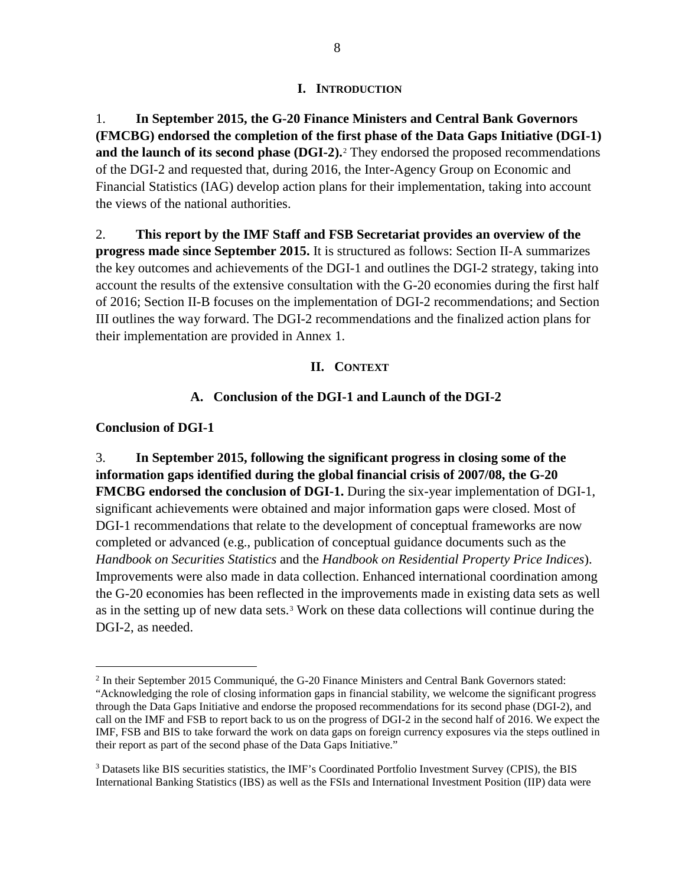# I. Introduction

1. **In September 2015, the G-20 Finance Ministers and Central Bank Governors (FMCBG) endorsed the completion of the first phase of the Data Gaps Initiative (DGI-1) and the launch of its second phase (DGI-2).**[2] They endorsed the proposed recommendations of the DGI-2 and requested that, during 2016, the Inter-Agency Group on Economic and Financial Statistics (IAG) develop action plans for their implementation, taking into account the views of the national authorities.

2. **This report by the IMF Staff and FSB Secretariat provides an overview of the progress made since September 2015.** It is structured as follows: Section II-A summarizes the key outcomes and achievements of the DGI-1 and outlines the DGI-2 strategy, taking into account the results of the extensive consultation with the G-20 economies during the first half of 2016; Section II-B focuses on the implementation of DGI-2 recommendations; and Section III outlines the way forward. The DGI-2 recommendations and the finalized action plans for their implementation are provided in Annex 1.

# II. Context

## A. Conclusion of the DGI-1 and Launch of the DGI-2

### Conclusion of DGI-1

3. **In September 2015, following the significant progress in closing some of the information gaps identified during the global financial crisis of 2007/08, the G-20 FMCBG endorsed the conclusion of DGI-1.** During the six-year implementation of DGI-1, significant achievements were obtained and major information gaps were closed. Most of DGI-1 recommendations that relate to the development of conceptual frameworks are now completed or advanced (e.g., publication of conceptual guidance documents such as the *Handbook on Securities Statistics* and the *Handbook on Residential Property Price Indices*). Improvements were also made in data collection. Enhanced international coordination among the G-20 economies has been reflected in the improvements made in existing data sets as well as in the setting up of new data sets.[3] Work on these data collections will continue during the DGI-2, as needed.

---

[2] In their September 2015 Communiqué, the G-20 Finance Ministers and Central Bank Governors stated: "Acknowledging the role of closing information gaps in financial stability, we welcome the significant progress through the Data Gaps Initiative and endorse the proposed recommendations for its second phase (DGI-2), and call on the IMF and FSB to report back to us on the progress of DGI-2 in the second half of 2016. We expect the IMF, FSB and BIS to take forward the work on data gaps on foreign currency exposures via the steps outlined in their report as part of the second phase of the Data Gaps Initiative."

[3] Datasets like BIS securities statistics, the IMF's Coordinated Portfolio Investment Survey (CPIS), the BIS International Banking Statistics (IBS) as well as the FSIs and International Investment Position (IIP) data were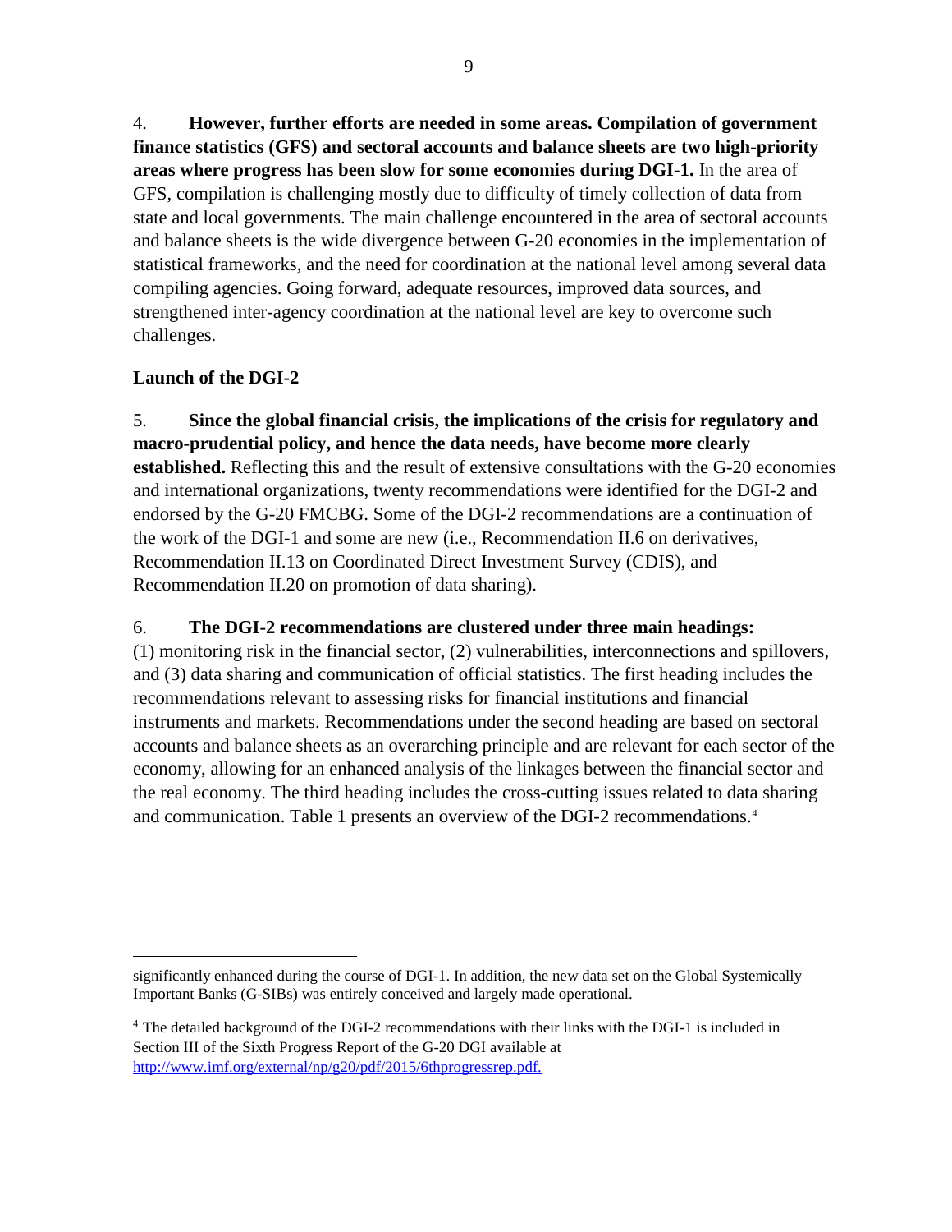4. **However, further efforts are needed in some areas. Compilation of government finance statistics (GFS) and sectoral accounts and balance sheets are two high-priority areas where progress has been slow for some economies during DGI-1.** In the area of GFS, compilation is challenging mostly due to difficulty of timely collection of data from state and local governments. The main challenge encountered in the area of sectoral accounts and balance sheets is the wide divergence between G-20 economies in the implementation of statistical frameworks, and the need for coordination at the national level among several data compiling agencies. Going forward, adequate resources, improved data sources, and strengthened inter-agency coordination at the national level are key to overcome such challenges.

**Launch of the DGI-2**

5. **Since the global financial crisis, the implications of the crisis for regulatory and macro-prudential policy, and hence the data needs, have become more clearly established.** Reflecting this and the result of extensive consultations with the G-20 economies and international organizations, twenty recommendations were identified for the DGI-2 and endorsed by the G-20 FMCBG. Some of the DGI-2 recommendations are a continuation of the work of the DGI-1 and some are new (i.e., Recommendation II.6 on derivatives, Recommendation II.13 on Coordinated Direct Investment Survey (CDIS), and Recommendation II.20 on promotion of data sharing).

6. **The DGI-2 recommendations are clustered under three main headings:** (1) monitoring risk in the financial sector, (2) vulnerabilities, interconnections and spillovers, and (3) data sharing and communication of official statistics. The first heading includes the recommendations relevant to assessing risks for financial institutions and financial instruments and markets. Recommendations under the second heading are based on sectoral accounts and balance sheets as an overarching principle and are relevant for each sector of the economy, allowing for an enhanced analysis of the linkages between the financial sector and the real economy. The third heading includes the cross-cutting issues related to data sharing and communication. Table 1 presents an overview of the DGI-2 recommendations.[4]

---

significantly enhanced during the course of DGI-1. In addition, the new data set on the Global Systemically Important Banks (G-SIBs) was entirely conceived and largely made operational.

[4] The detailed background of the DGI-2 recommendations with their links with the DGI-1 is included in Section III of the Sixth Progress Report of the G-20 DGI available at http://www.imf.org/external/np/g20/pdf/2015/6thprogressrep.pdf.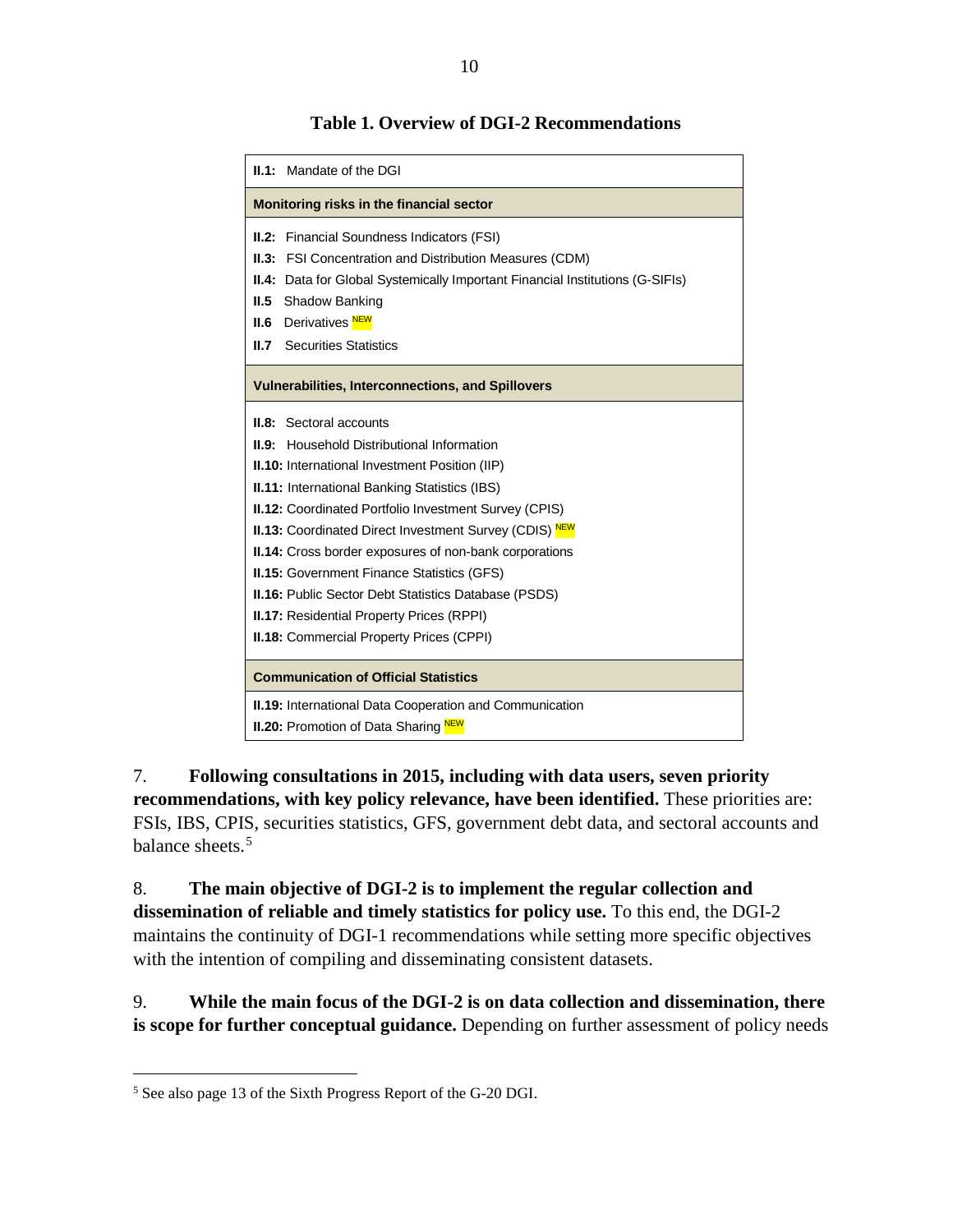**Table 1. Overview of DGI-2 Recommendations**

| **II.1:** Mandate of the DGI |
|---|
| **Monitoring risks in the financial sector** |
| **II.2:** Financial Soundness Indicators (FSI)<br>**II.3:** FSI Concentration and Distribution Measures (CDM)<br>**II.4:** Data for Global Systemically Important Financial Institutions (G-SIFIs)<br>**II.5** Shadow Banking<br>**II.6** Derivatives NEW<br>**II.7** Securities Statistics |
| **Vulnerabilities, Interconnections, and Spillovers** |
| **II.8:** Sectoral accounts<br>**II.9:** Household Distributional Information<br>**II.10:** International Investment Position (IIP)<br>**II.11:** International Banking Statistics (IBS)<br>**II.12:** Coordinated Portfolio Investment Survey (CPIS)<br>**II.13:** Coordinated Direct Investment Survey (CDIS) NEW<br>**II.14:** Cross border exposures of non-bank corporations<br>**II.15:** Government Finance Statistics (GFS)<br>**II.16:** Public Sector Debt Statistics Database (PSDS)<br>**II.17:** Residential Property Prices (RPPI)<br>**II.18:** Commercial Property Prices (CPPI) |
| **Communication of Official Statistics** |
| **II.19:** International Data Cooperation and Communication<br>**II.20:** Promotion of Data Sharing NEW |

7. **Following consultations in 2015, including with data users, seven priority recommendations, with key policy relevance, have been identified.** These priorities are: FSIs, IBS, CPIS, securities statistics, GFS, government debt data, and sectoral accounts and balance sheets.[5]

8. **The main objective of DGI-2 is to implement the regular collection and dissemination of reliable and timely statistics for policy use.** To this end, the DGI-2 maintains the continuity of DGI-1 recommendations while setting more specific objectives with the intention of compiling and disseminating consistent datasets.

9. **While the main focus of the DGI-2 is on data collection and dissemination, there is scope for further conceptual guidance.** Depending on further assessment of policy needs

---

[5] See also page 13 of the Sixth Progress Report of the G-20 DGI.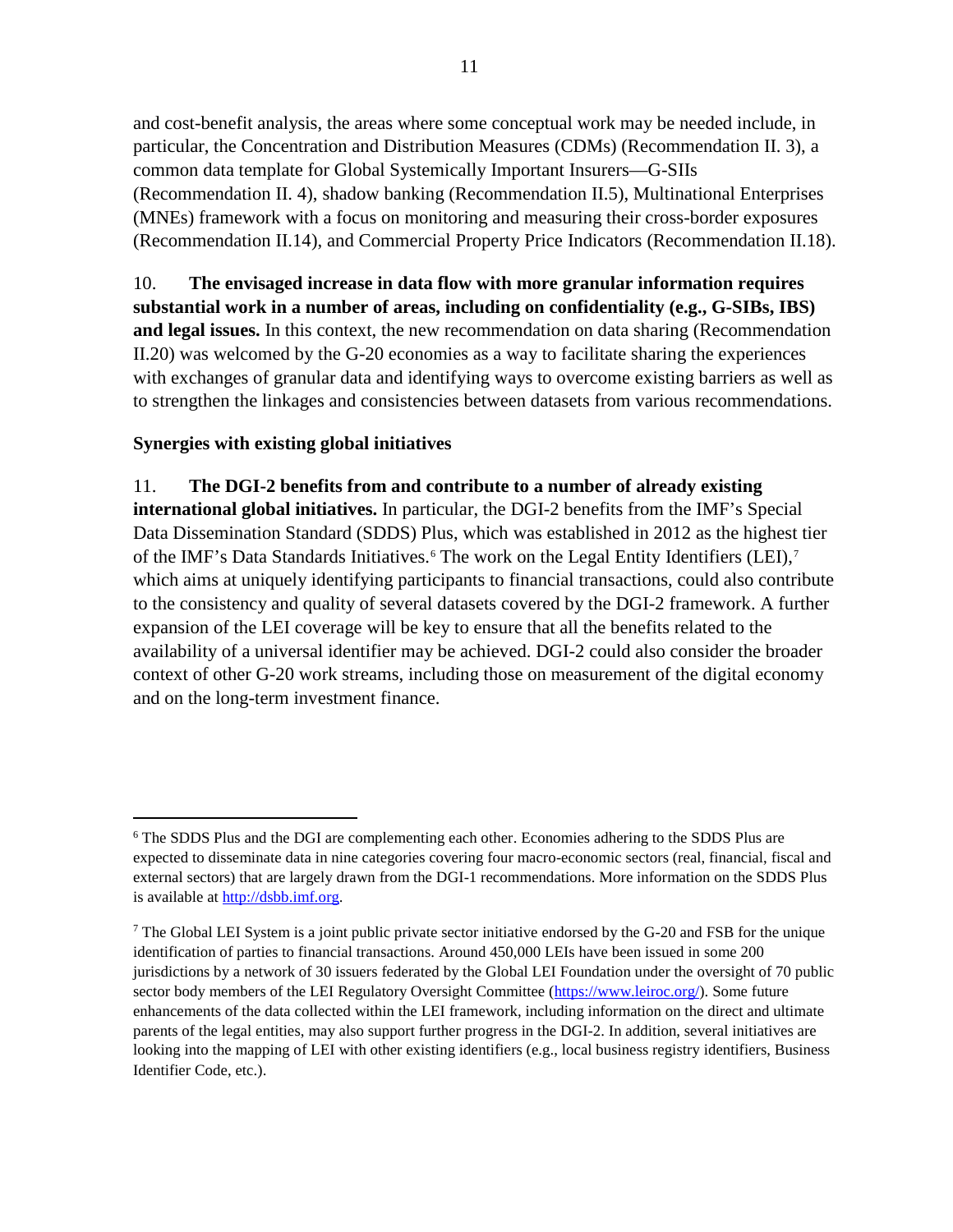and cost-benefit analysis, the areas where some conceptual work may be needed include, in particular, the Concentration and Distribution Measures (CDMs) (Recommendation II. 3), a common data template for Global Systemically Important Insurers—G-SIIs (Recommendation II. 4), shadow banking (Recommendation II.5), Multinational Enterprises (MNEs) framework with a focus on monitoring and measuring their cross-border exposures (Recommendation II.14), and Commercial Property Price Indicators (Recommendation II.18).

10. **The envisaged increase in data flow with more granular information requires substantial work in a number of areas, including on confidentiality (e.g., G-SIBs, IBS) and legal issues.** In this context, the new recommendation on data sharing (Recommendation II.20) was welcomed by the G-20 economies as a way to facilitate sharing the experiences with exchanges of granular data and identifying ways to overcome existing barriers as well as to strengthen the linkages and consistencies between datasets from various recommendations.

**Synergies with existing global initiatives**

11. **The DGI-2 benefits from and contribute to a number of already existing international global initiatives.** In particular, the DGI-2 benefits from the IMF's Special Data Dissemination Standard (SDDS) Plus, which was established in 2012 as the highest tier of the IMF's Data Standards Initiatives.[6] The work on the Legal Entity Identifiers (LEI),[7] which aims at uniquely identifying participants to financial transactions, could also contribute to the consistency and quality of several datasets covered by the DGI-2 framework. A further expansion of the LEI coverage will be key to ensure that all the benefits related to the availability of a universal identifier may be achieved. DGI-2 could also consider the broader context of other G-20 work streams, including those on measurement of the digital economy and on the long-term investment finance.

---

[6] The SDDS Plus and the DGI are complementing each other. Economies adhering to the SDDS Plus are expected to disseminate data in nine categories covering four macro-economic sectors (real, financial, fiscal and external sectors) that are largely drawn from the DGI-1 recommendations. More information on the SDDS Plus is available at [http://dsbb.imf.org](http://dsbb.imf.org).

[7] The Global LEI System is a joint public private sector initiative endorsed by the G-20 and FSB for the unique identification of parties to financial transactions. Around 450,000 LEIs have been issued in some 200 jurisdictions by a network of 30 issuers federated by the Global LEI Foundation under the oversight of 70 public sector body members of the LEI Regulatory Oversight Committee ([https://www.leiroc.org/](https://www.leiroc.org/)). Some future enhancements of the data collected within the LEI framework, including information on the direct and ultimate parents of the legal entities, may also support further progress in the DGI-2. In addition, several initiatives are looking into the mapping of LEI with other existing identifiers (e.g., local business registry identifiers, Business Identifier Code, etc.).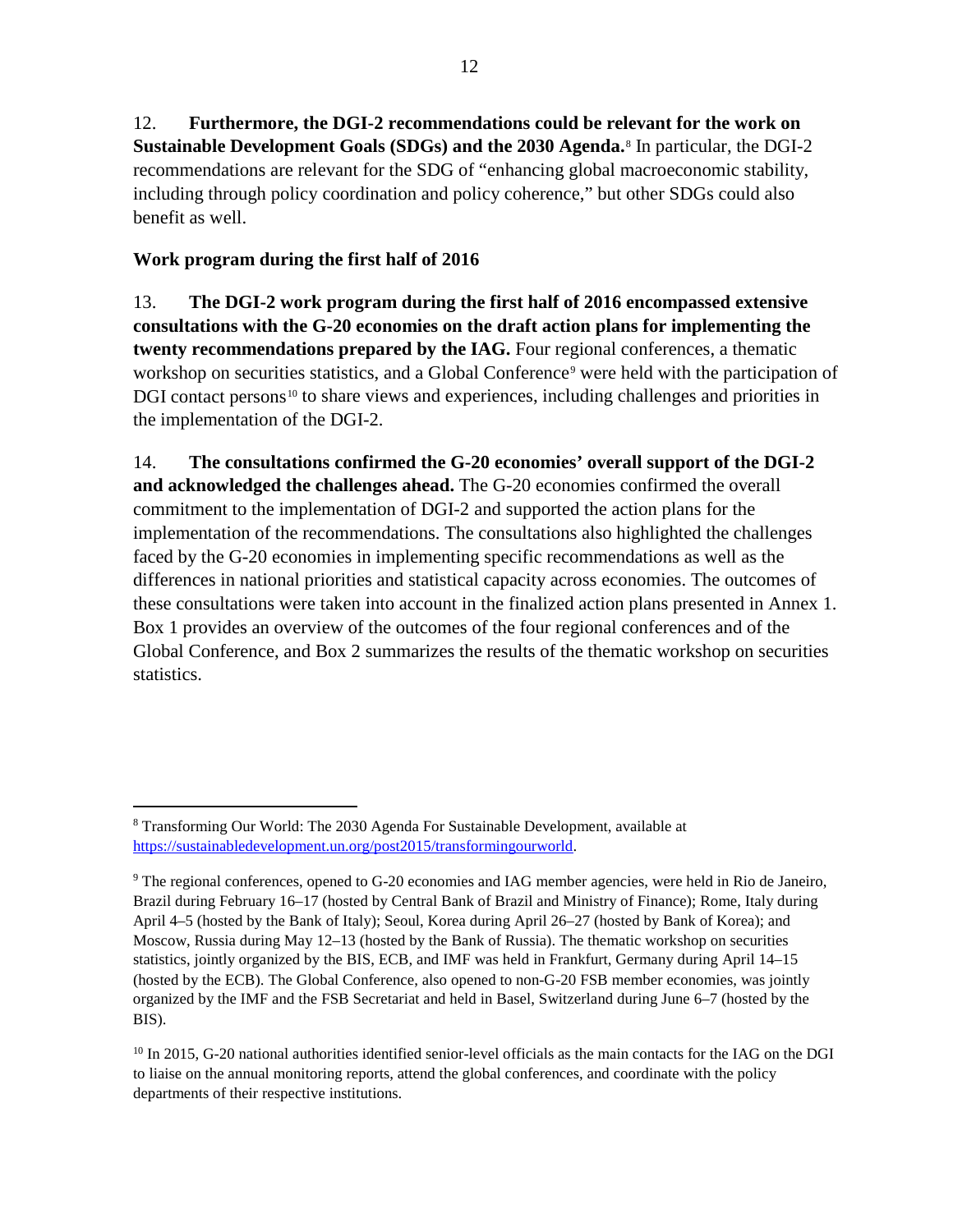12. **Furthermore, the DGI-2 recommendations could be relevant for the work on Sustainable Development Goals (SDGs) and the 2030 Agenda.**[8] In particular, the DGI-2 recommendations are relevant for the SDG of "enhancing global macroeconomic stability, including through policy coordination and policy coherence," but other SDGs could also benefit as well.

**Work program during the first half of 2016**

13. **The DGI-2 work program during the first half of 2016 encompassed extensive consultations with the G-20 economies on the draft action plans for implementing the twenty recommendations prepared by the IAG.** Four regional conferences, a thematic workshop on securities statistics, and a Global Conference[9] were held with the participation of DGI contact persons[10] to share views and experiences, including challenges and priorities in the implementation of the DGI-2.

14. **The consultations confirmed the G-20 economies' overall support of the DGI-2 and acknowledged the challenges ahead.** The G-20 economies confirmed the overall commitment to the implementation of DGI-2 and supported the action plans for the implementation of the recommendations. The consultations also highlighted the challenges faced by the G-20 economies in implementing specific recommendations as well as the differences in national priorities and statistical capacity across economies. The outcomes of these consultations were taken into account in the finalized action plans presented in Annex 1. Box 1 provides an overview of the outcomes of the four regional conferences and of the Global Conference, and Box 2 summarizes the results of the thematic workshop on securities statistics.

---

[8] Transforming Our World: The 2030 Agenda For Sustainable Development, available at https://sustainabledevelopment.un.org/post2015/transformingourworld.

[9] The regional conferences, opened to G-20 economies and IAG member agencies, were held in Rio de Janeiro, Brazil during February 16–17 (hosted by Central Bank of Brazil and Ministry of Finance); Rome, Italy during April 4–5 (hosted by the Bank of Italy); Seoul, Korea during April 26–27 (hosted by Bank of Korea); and Moscow, Russia during May 12–13 (hosted by the Bank of Russia). The thematic workshop on securities statistics, jointly organized by the BIS, ECB, and IMF was held in Frankfurt, Germany during April 14–15 (hosted by the ECB). The Global Conference, also opened to non-G-20 FSB member economies, was jointly organized by the IMF and the FSB Secretariat and held in Basel, Switzerland during June 6–7 (hosted by the BIS).

[10] In 2015, G-20 national authorities identified senior-level officials as the main contacts for the IAG on the DGI to liaise on the annual monitoring reports, attend the global conferences, and coordinate with the policy departments of their respective institutions.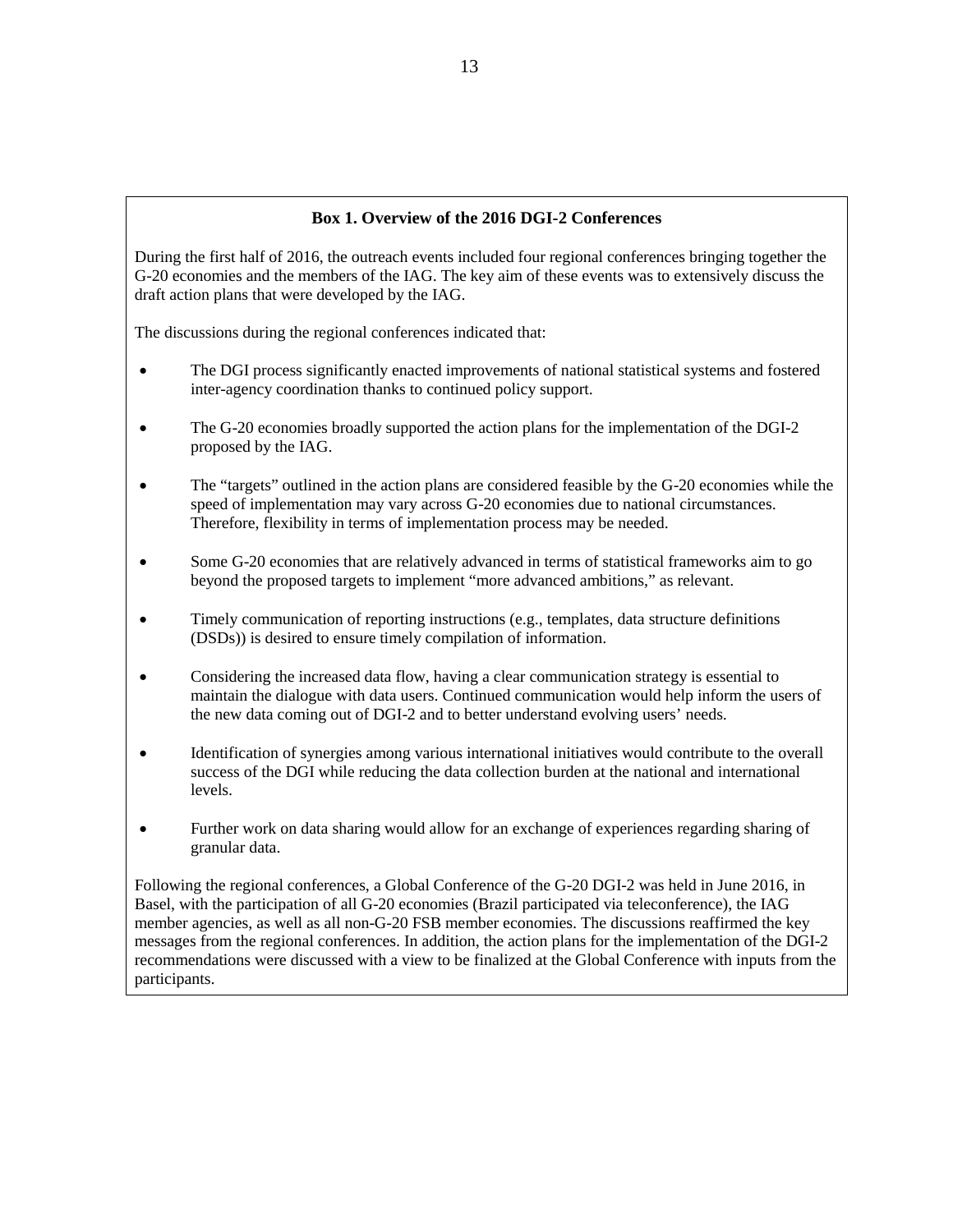### Box 1. Overview of the 2016 DGI-2 Conferences

During the first half of 2016, the outreach events included four regional conferences bringing together the G-20 economies and the members of the IAG. The key aim of these events was to extensively discuss the draft action plans that were developed by the IAG.

The discussions during the regional conferences indicated that:

- The DGI process significantly enacted improvements of national statistical systems and fostered inter-agency coordination thanks to continued policy support.
- The G-20 economies broadly supported the action plans for the implementation of the DGI-2 proposed by the IAG.
- The "targets" outlined in the action plans are considered feasible by the G-20 economies while the speed of implementation may vary across G-20 economies due to national circumstances. Therefore, flexibility in terms of implementation process may be needed.
- Some G-20 economies that are relatively advanced in terms of statistical frameworks aim to go beyond the proposed targets to implement "more advanced ambitions," as relevant.
- Timely communication of reporting instructions (e.g., templates, data structure definitions (DSDs)) is desired to ensure timely compilation of information.
- Considering the increased data flow, having a clear communication strategy is essential to maintain the dialogue with data users. Continued communication would help inform the users of the new data coming out of DGI-2 and to better understand evolving users' needs.
- Identification of synergies among various international initiatives would contribute to the overall success of the DGI while reducing the data collection burden at the national and international levels.
- Further work on data sharing would allow for an exchange of experiences regarding sharing of granular data.

Following the regional conferences, a Global Conference of the G-20 DGI-2 was held in June 2016, in Basel, with the participation of all G-20 economies (Brazil participated via teleconference), the IAG member agencies, as well as all non-G-20 FSB member economies. The discussions reaffirmed the key messages from the regional conferences. In addition, the action plans for the implementation of the DGI-2 recommendations were discussed with a view to be finalized at the Global Conference with inputs from the participants.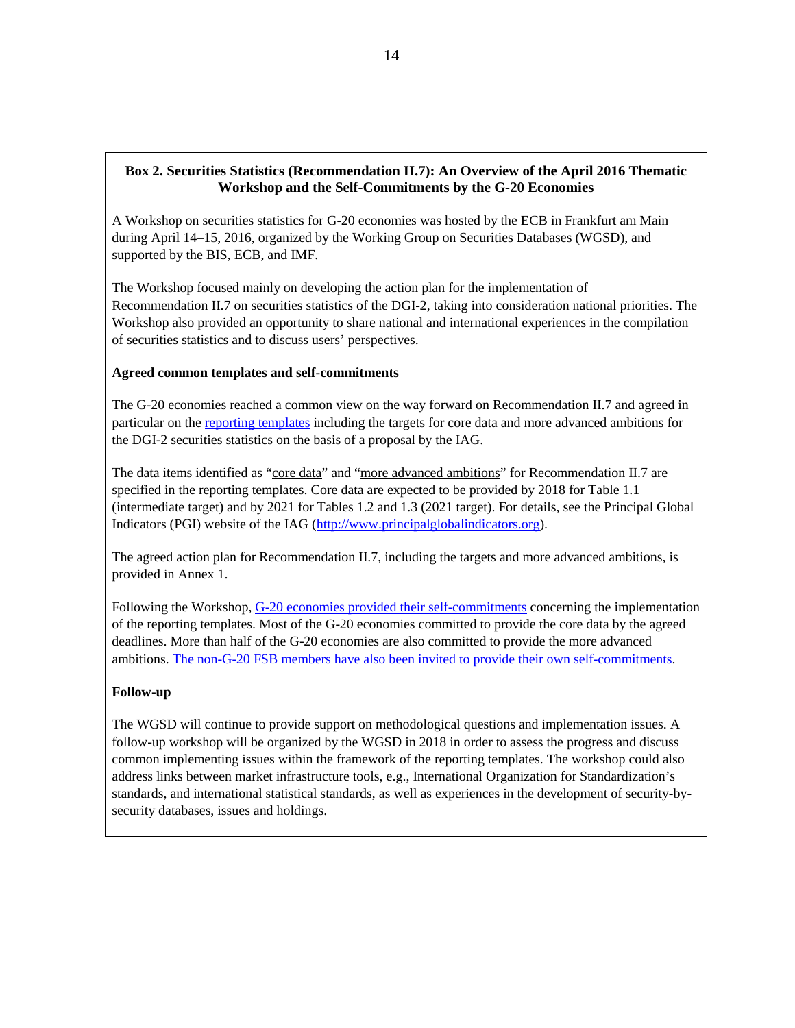**Box 2. Securities Statistics (Recommendation II.7): An Overview of the April 2016 Thematic Workshop and the Self-Commitments by the G-20 Economies**

A Workshop on securities statistics for G-20 economies was hosted by the ECB in Frankfurt am Main during April 14–15, 2016, organized by the Working Group on Securities Databases (WGSD), and supported by the BIS, ECB, and IMF.

The Workshop focused mainly on developing the action plan for the implementation of Recommendation II.7 on securities statistics of the DGI-2, taking into consideration national priorities. The Workshop also provided an opportunity to share national and international experiences in the compilation of securities statistics and to discuss users' perspectives.

**Agreed common templates and self-commitments**

The G-20 economies reached a common view on the way forward on Recommendation II.7 and agreed in particular on the reporting templates including the targets for core data and more advanced ambitions for the DGI-2 securities statistics on the basis of a proposal by the IAG.

The data items identified as "core data" and "more advanced ambitions" for Recommendation II.7 are specified in the reporting templates. Core data are expected to be provided by 2018 for Table 1.1 (intermediate target) and by 2021 for Tables 1.2 and 1.3 (2021 target). For details, see the Principal Global Indicators (PGI) website of the IAG (http://www.principalglobalindicators.org).

The agreed action plan for Recommendation II.7, including the targets and more advanced ambitions, is provided in Annex 1.

Following the Workshop, G-20 economies provided their self-commitments concerning the implementation of the reporting templates. Most of the G-20 economies committed to provide the core data by the agreed deadlines. More than half of the G-20 economies are also committed to provide the more advanced ambitions. The non-G-20 FSB members have also been invited to provide their own self-commitments.

**Follow-up**

The WGSD will continue to provide support on methodological questions and implementation issues. A follow-up workshop will be organized by the WGSD in 2018 in order to assess the progress and discuss common implementing issues within the framework of the reporting templates. The workshop could also address links between market infrastructure tools, e.g., International Organization for Standardization's standards, and international statistical standards, as well as experiences in the development of security-by-security databases, issues and holdings.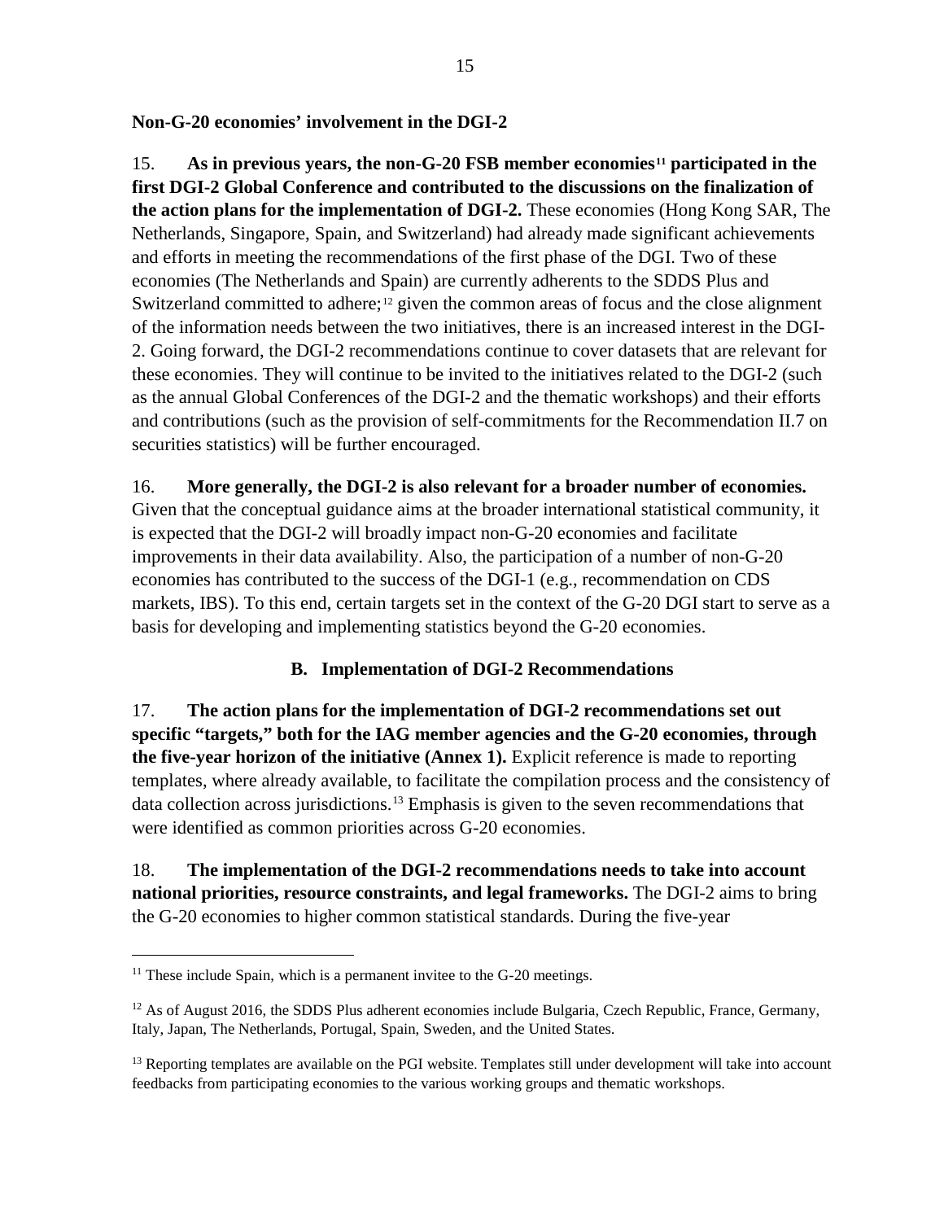**Non-G-20 economies' involvement in the DGI-2**

15. **As in previous years, the non-G-20 FSB member economies[11] participated in the first DGI-2 Global Conference and contributed to the discussions on the finalization of the action plans for the implementation of DGI-2.** These economies (Hong Kong SAR, The Netherlands, Singapore, Spain, and Switzerland) had already made significant achievements and efforts in meeting the recommendations of the first phase of the DGI. Two of these economies (The Netherlands and Spain) are currently adherents to the SDDS Plus and Switzerland committed to adhere;[12] given the common areas of focus and the close alignment of the information needs between the two initiatives, there is an increased interest in the DGI-2. Going forward, the DGI-2 recommendations continue to cover datasets that are relevant for these economies. They will continue to be invited to the initiatives related to the DGI-2 (such as the annual Global Conferences of the DGI-2 and the thematic workshops) and their efforts and contributions (such as the provision of self-commitments for the Recommendation II.7 on securities statistics) will be further encouraged.

16. **More generally, the DGI-2 is also relevant for a broader number of economies.** Given that the conceptual guidance aims at the broader international statistical community, it is expected that the DGI-2 will broadly impact non-G-20 economies and facilitate improvements in their data availability. Also, the participation of a number of non-G-20 economies has contributed to the success of the DGI-1 (e.g., recommendation on CDS markets, IBS). To this end, certain targets set in the context of the G-20 DGI start to serve as a basis for developing and implementing statistics beyond the G-20 economies.

## B. Implementation of DGI-2 Recommendations

17. **The action plans for the implementation of DGI-2 recommendations set out specific "targets," both for the IAG member agencies and the G-20 economies, through the five-year horizon of the initiative (Annex 1).** Explicit reference is made to reporting templates, where already available, to facilitate the compilation process and the consistency of data collection across jurisdictions.[13] Emphasis is given to the seven recommendations that were identified as common priorities across G-20 economies.

18. **The implementation of the DGI-2 recommendations needs to take into account national priorities, resource constraints, and legal frameworks.** The DGI-2 aims to bring the G-20 economies to higher common statistical standards. During the five-year

---

[11] These include Spain, which is a permanent invitee to the G-20 meetings.

[12] As of August 2016, the SDDS Plus adherent economies include Bulgaria, Czech Republic, France, Germany, Italy, Japan, The Netherlands, Portugal, Spain, Sweden, and the United States.

[13] Reporting templates are available on the PGI website. Templates still under development will take into account feedbacks from participating economies to the various working groups and thematic workshops.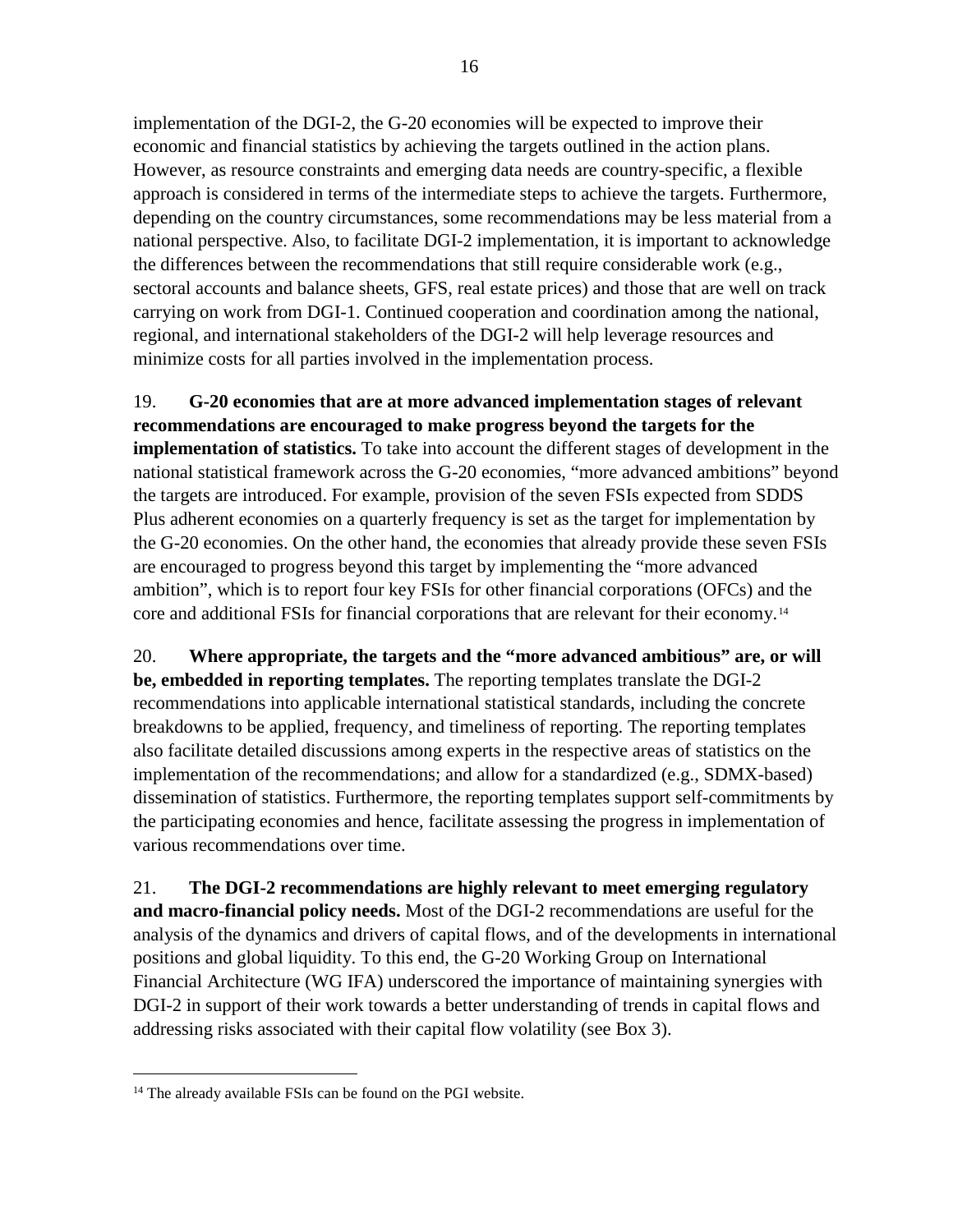implementation of the DGI-2, the G-20 economies will be expected to improve their economic and financial statistics by achieving the targets outlined in the action plans. However, as resource constraints and emerging data needs are country-specific, a flexible approach is considered in terms of the intermediate steps to achieve the targets. Furthermore, depending on the country circumstances, some recommendations may be less material from a national perspective. Also, to facilitate DGI-2 implementation, it is important to acknowledge the differences between the recommendations that still require considerable work (e.g., sectoral accounts and balance sheets, GFS, real estate prices) and those that are well on track carrying on work from DGI-1. Continued cooperation and coordination among the national, regional, and international stakeholders of the DGI-2 will help leverage resources and minimize costs for all parties involved in the implementation process.

19. **G-20 economies that are at more advanced implementation stages of relevant recommendations are encouraged to make progress beyond the targets for the implementation of statistics.** To take into account the different stages of development in the national statistical framework across the G-20 economies, "more advanced ambitions" beyond the targets are introduced. For example, provision of the seven FSIs expected from SDDS Plus adherent economies on a quarterly frequency is set as the target for implementation by the G-20 economies. On the other hand, the economies that already provide these seven FSIs are encouraged to progress beyond this target by implementing the "more advanced ambition", which is to report four key FSIs for other financial corporations (OFCs) and the core and additional FSIs for financial corporations that are relevant for their economy.[14]

20. **Where appropriate, the targets and the "more advanced ambitious" are, or will be, embedded in reporting templates.** The reporting templates translate the DGI-2 recommendations into applicable international statistical standards, including the concrete breakdowns to be applied, frequency, and timeliness of reporting. The reporting templates also facilitate detailed discussions among experts in the respective areas of statistics on the implementation of the recommendations; and allow for a standardized (e.g., SDMX-based) dissemination of statistics. Furthermore, the reporting templates support self-commitments by the participating economies and hence, facilitate assessing the progress in implementation of various recommendations over time.

21. **The DGI-2 recommendations are highly relevant to meet emerging regulatory and macro-financial policy needs.** Most of the DGI-2 recommendations are useful for the analysis of the dynamics and drivers of capital flows, and of the developments in international positions and global liquidity. To this end, the G-20 Working Group on International Financial Architecture (WG IFA) underscored the importance of maintaining synergies with DGI-2 in support of their work towards a better understanding of trends in capital flows and addressing risks associated with their capital flow volatility (see Box 3).

---

[14] The already available FSIs can be found on the PGI website.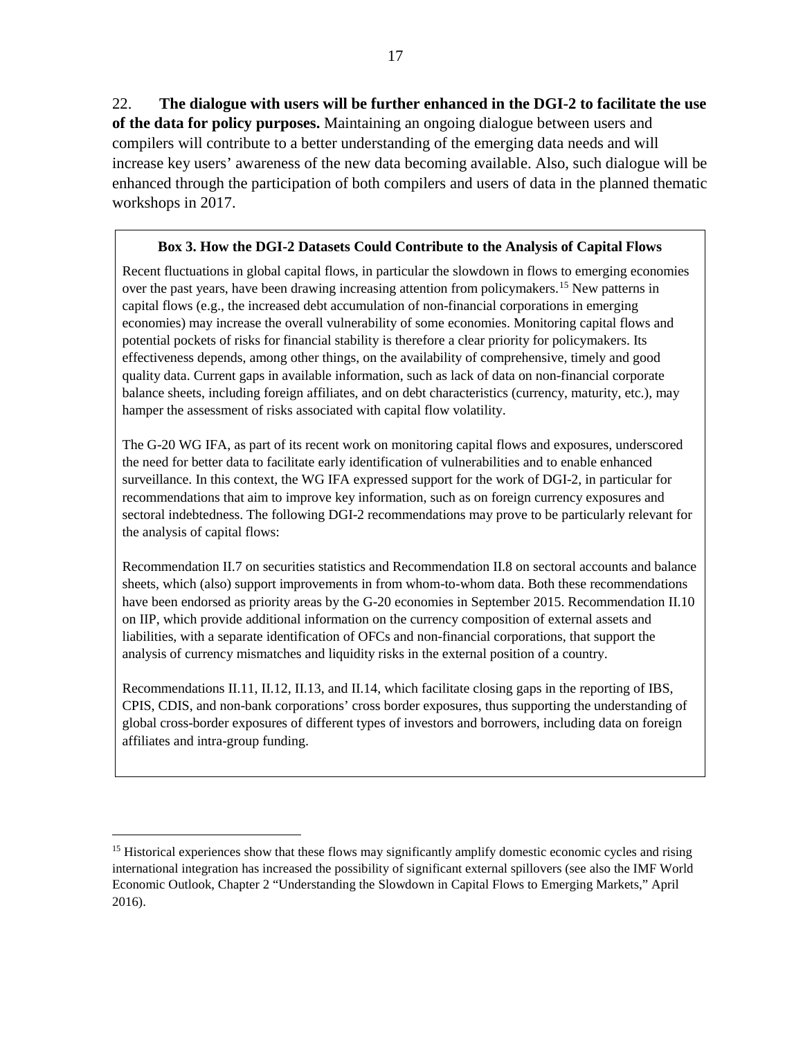22. **The dialogue with users will be further enhanced in the DGI-2 to facilitate the use of the data for policy purposes.** Maintaining an ongoing dialogue between users and compilers will contribute to a better understanding of the emerging data needs and will increase key users' awareness of the new data becoming available. Also, such dialogue will be enhanced through the participation of both compilers and users of data in the planned thematic workshops in 2017.

**Box 3. How the DGI-2 Datasets Could Contribute to the Analysis of Capital Flows**

Recent fluctuations in global capital flows, in particular the slowdown in flows to emerging economies over the past years, have been drawing increasing attention from policymakers.[15] New patterns in capital flows (e.g., the increased debt accumulation of non-financial corporations in emerging economies) may increase the overall vulnerability of some economies. Monitoring capital flows and potential pockets of risks for financial stability is therefore a clear priority for policymakers. Its effectiveness depends, among other things, on the availability of comprehensive, timely and good quality data. Current gaps in available information, such as lack of data on non-financial corporate balance sheets, including foreign affiliates, and on debt characteristics (currency, maturity, etc.), may hamper the assessment of risks associated with capital flow volatility.

The G-20 WG IFA, as part of its recent work on monitoring capital flows and exposures, underscored the need for better data to facilitate early identification of vulnerabilities and to enable enhanced surveillance. In this context, the WG IFA expressed support for the work of DGI-2, in particular for recommendations that aim to improve key information, such as on foreign currency exposures and sectoral indebtedness. The following DGI-2 recommendations may prove to be particularly relevant for the analysis of capital flows:

Recommendation II.7 on securities statistics and Recommendation II.8 on sectoral accounts and balance sheets, which (also) support improvements in from whom-to-whom data. Both these recommendations have been endorsed as priority areas by the G-20 economies in September 2015. Recommendation II.10 on IIP, which provide additional information on the currency composition of external assets and liabilities, with a separate identification of OFCs and non-financial corporations, that support the analysis of currency mismatches and liquidity risks in the external position of a country.

Recommendations II.11, II.12, II.13, and II.14, which facilitate closing gaps in the reporting of IBS, CPIS, CDIS, and non-bank corporations' cross border exposures, thus supporting the understanding of global cross-border exposures of different types of investors and borrowers, including data on foreign affiliates and intra-group funding.

---

[15] Historical experiences show that these flows may significantly amplify domestic economic cycles and rising international integration has increased the possibility of significant external spillovers (see also the IMF World Economic Outlook, Chapter 2 "Understanding the Slowdown in Capital Flows to Emerging Markets," April 2016).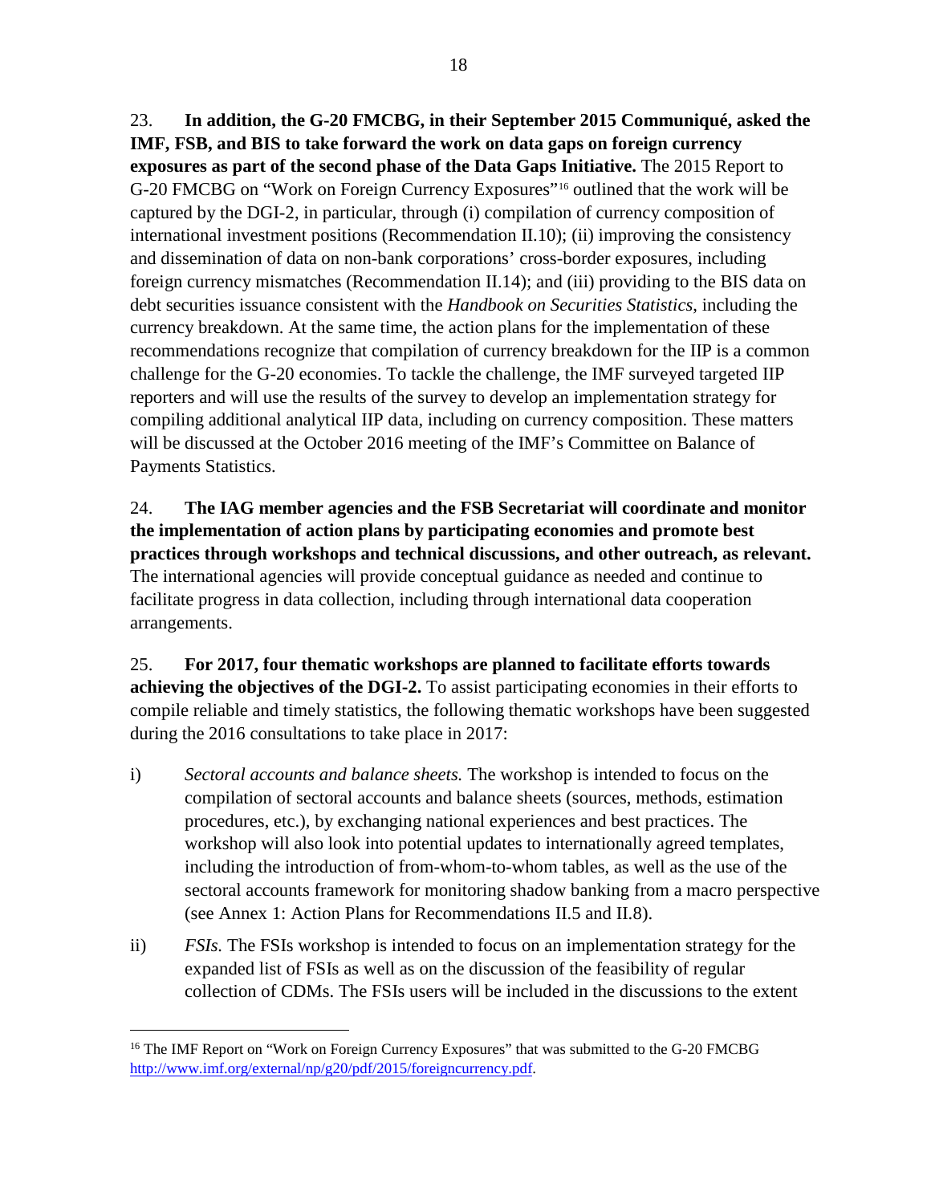23. **In addition, the G-20 FMCBG, in their September 2015 Communiqué, asked the IMF, FSB, and BIS to take forward the work on data gaps on foreign currency exposures as part of the second phase of the Data Gaps Initiative.** The 2015 Report to G-20 FMCBG on "Work on Foreign Currency Exposures"[16] outlined that the work will be captured by the DGI-2, in particular, through (i) compilation of currency composition of international investment positions (Recommendation II.10); (ii) improving the consistency and dissemination of data on non-bank corporations' cross-border exposures, including foreign currency mismatches (Recommendation II.14); and (iii) providing to the BIS data on debt securities issuance consistent with the *Handbook on Securities Statistics*, including the currency breakdown. At the same time, the action plans for the implementation of these recommendations recognize that compilation of currency breakdown for the IIP is a common challenge for the G-20 economies. To tackle the challenge, the IMF surveyed targeted IIP reporters and will use the results of the survey to develop an implementation strategy for compiling additional analytical IIP data, including on currency composition. These matters will be discussed at the October 2016 meeting of the IMF's Committee on Balance of Payments Statistics.

24. **The IAG member agencies and the FSB Secretariat will coordinate and monitor the implementation of action plans by participating economies and promote best practices through workshops and technical discussions, and other outreach, as relevant.** The international agencies will provide conceptual guidance as needed and continue to facilitate progress in data collection, including through international data cooperation arrangements.

25. **For 2017, four thematic workshops are planned to facilitate efforts towards achieving the objectives of the DGI-2.** To assist participating economies in their efforts to compile reliable and timely statistics, the following thematic workshops have been suggested during the 2016 consultations to take place in 2017:

i) *Sectoral accounts and balance sheets.* The workshop is intended to focus on the compilation of sectoral accounts and balance sheets (sources, methods, estimation procedures, etc.), by exchanging national experiences and best practices. The workshop will also look into potential updates to internationally agreed templates, including the introduction of from-whom-to-whom tables, as well as the use of the sectoral accounts framework for monitoring shadow banking from a macro perspective (see Annex 1: Action Plans for Recommendations II.5 and II.8).

ii) *FSIs.* The FSIs workshop is intended to focus on an implementation strategy for the expanded list of FSIs as well as on the discussion of the feasibility of regular collection of CDMs. The FSIs users will be included in the discussions to the extent

[16] The IMF Report on "Work on Foreign Currency Exposures" that was submitted to the G-20 FMCBG http://www.imf.org/external/np/g20/pdf/2015/foreigncurrency.pdf.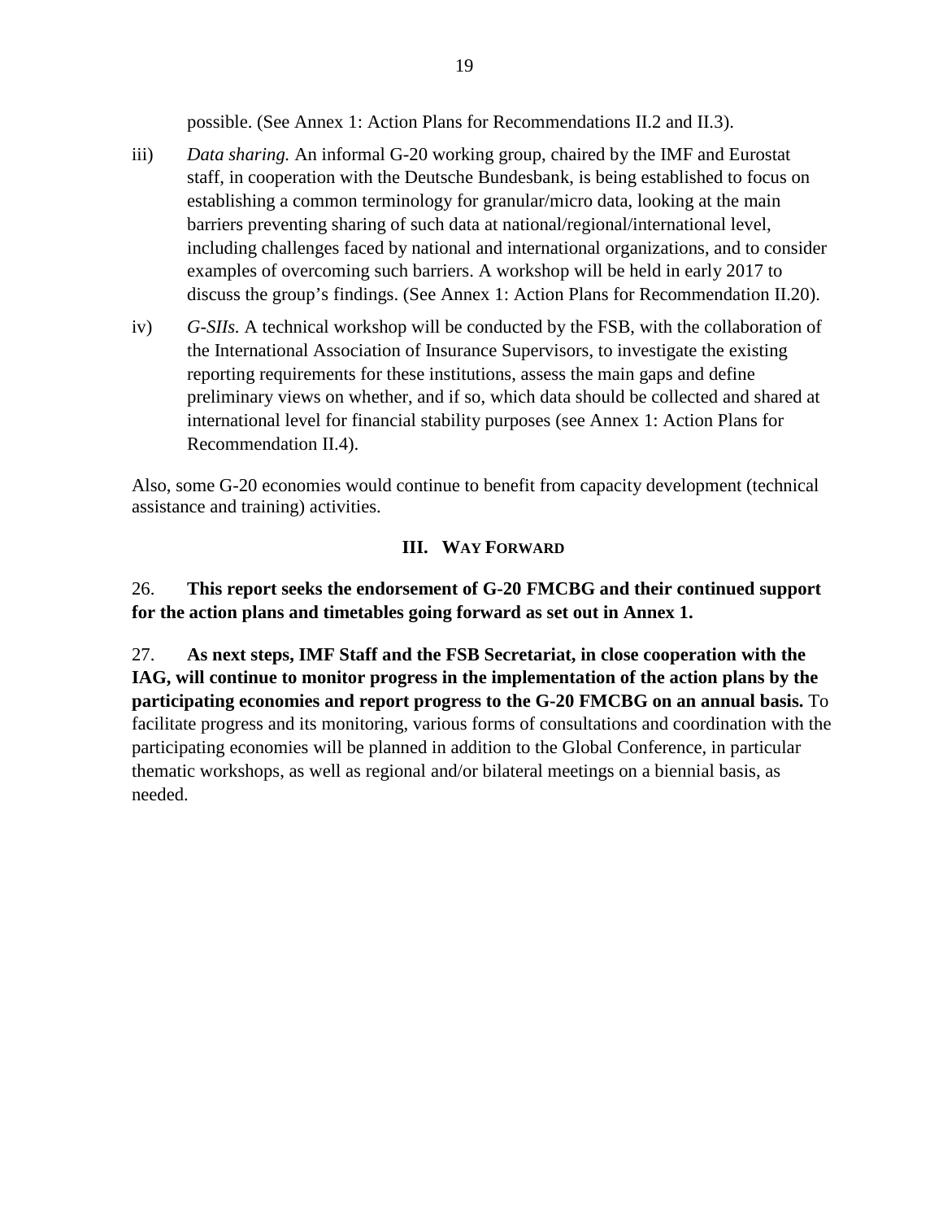possible. (See Annex 1: Action Plans for Recommendations II.2 and II.3).

iii) *Data sharing.* An informal G-20 working group, chaired by the IMF and Eurostat staff, in cooperation with the Deutsche Bundesbank, is being established to focus on establishing a common terminology for granular/micro data, looking at the main barriers preventing sharing of such data at national/regional/international level, including challenges faced by national and international organizations, and to consider examples of overcoming such barriers. A workshop will be held in early 2017 to discuss the group's findings. (See Annex 1: Action Plans for Recommendation II.20).

iv) *G-SIIs.* A technical workshop will be conducted by the FSB, with the collaboration of the International Association of Insurance Supervisors, to investigate the existing reporting requirements for these institutions, assess the main gaps and define preliminary views on whether, and if so, which data should be collected and shared at international level for financial stability purposes (see Annex 1: Action Plans for Recommendation II.4).

Also, some G-20 economies would continue to benefit from capacity development (technical assistance and training) activities.

## III. WAY FORWARD

26. **This report seeks the endorsement of G-20 FMCBG and their continued support for the action plans and timetables going forward as set out in Annex 1.**

27. **As next steps, IMF Staff and the FSB Secretariat, in close cooperation with the IAG, will continue to monitor progress in the implementation of the action plans by the participating economies and report progress to the G-20 FMCBG on an annual basis.** To facilitate progress and its monitoring, various forms of consultations and coordination with the participating economies will be planned in addition to the Global Conference, in particular thematic workshops, as well as regional and/or bilateral meetings on a biennial basis, as needed.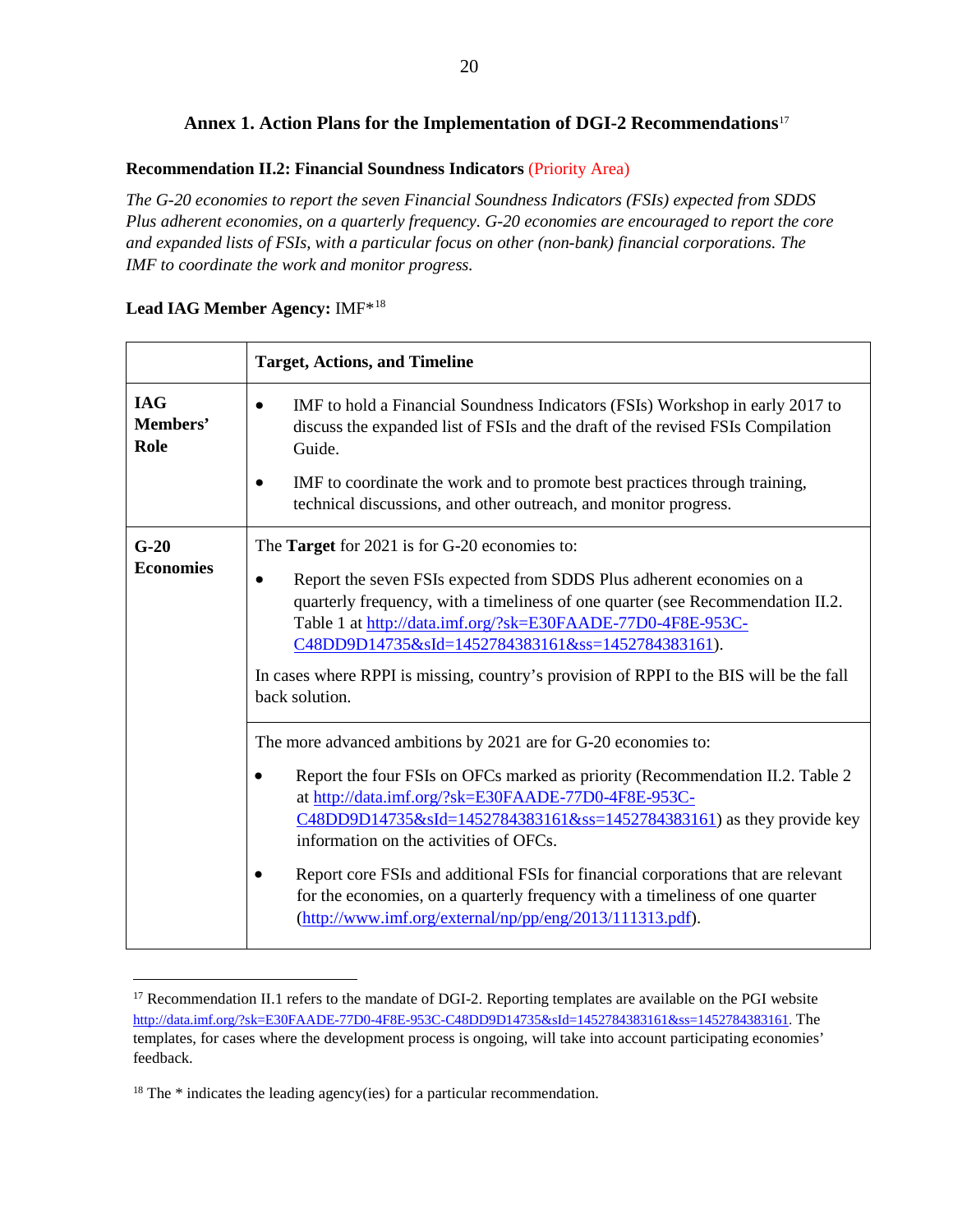## Annex 1. Action Plans for the Implementation of DGI-2 Recommendations[17]

**Recommendation II.2: Financial Soundness Indicators** (Priority Area)

*The G-20 economies to report the seven Financial Soundness Indicators (FSIs) expected from SDDS Plus adherent economies, on a quarterly frequency. G-20 economies are encouraged to report the core and expanded lists of FSIs, with a particular focus on other (non-bank) financial corporations. The IMF to coordinate the work and monitor progress.*

**Lead IAG Member Agency:** IMF*[18]

| | **Target, Actions, and Timeline** |
|---|---|
| **IAG Members' Role** | • IMF to hold a Financial Soundness Indicators (FSIs) Workshop in early 2017 to discuss the expanded list of FSIs and the draft of the revised FSIs Compilation Guide.<br><br>• IMF to coordinate the work and to promote best practices through training, technical discussions, and other outreach, and monitor progress. |
| **G-20 Economies** | The **Target** for 2021 is for G-20 economies to:<br><br>• Report the seven FSIs expected from SDDS Plus adherent economies on a quarterly frequency, with a timeliness of one quarter (see Recommendation II.2. Table 1 at http://data.imf.org/?sk=E30FAADE-77D0-4F8E-953C-C48DD9D14735&sId=1452784383161&ss=1452784383161).<br><br>In cases where RPPI is missing, country's provision of RPPI to the BIS will be the fall back solution. |
| | The more advanced ambitions by 2021 are for G-20 economies to:<br><br>• Report the four FSIs on OFCs marked as priority (Recommendation II.2. Table 2 at http://data.imf.org/?sk=E30FAADE-77D0-4F8E-953C-C48DD9D14735&sId=1452784383161&ss=1452784383161) as they provide key information on the activities of OFCs.<br><br>• Report core FSIs and additional FSIs for financial corporations that are relevant for the economies, on a quarterly frequency with a timeliness of one quarter (http://www.imf.org/external/np/pp/eng/2013/111313.pdf). |

---

[17] Recommendation II.1 refers to the mandate of DGI-2. Reporting templates are available on the PGI website http://data.imf.org/?sk=E30FAADE-77D0-4F8E-953C-C48DD9D14735&sId=1452784383161&ss=1452784383161. The templates, for cases where the development process is ongoing, will take into account participating economies' feedback.

[18] The * indicates the leading agency(ies) for a particular recommendation.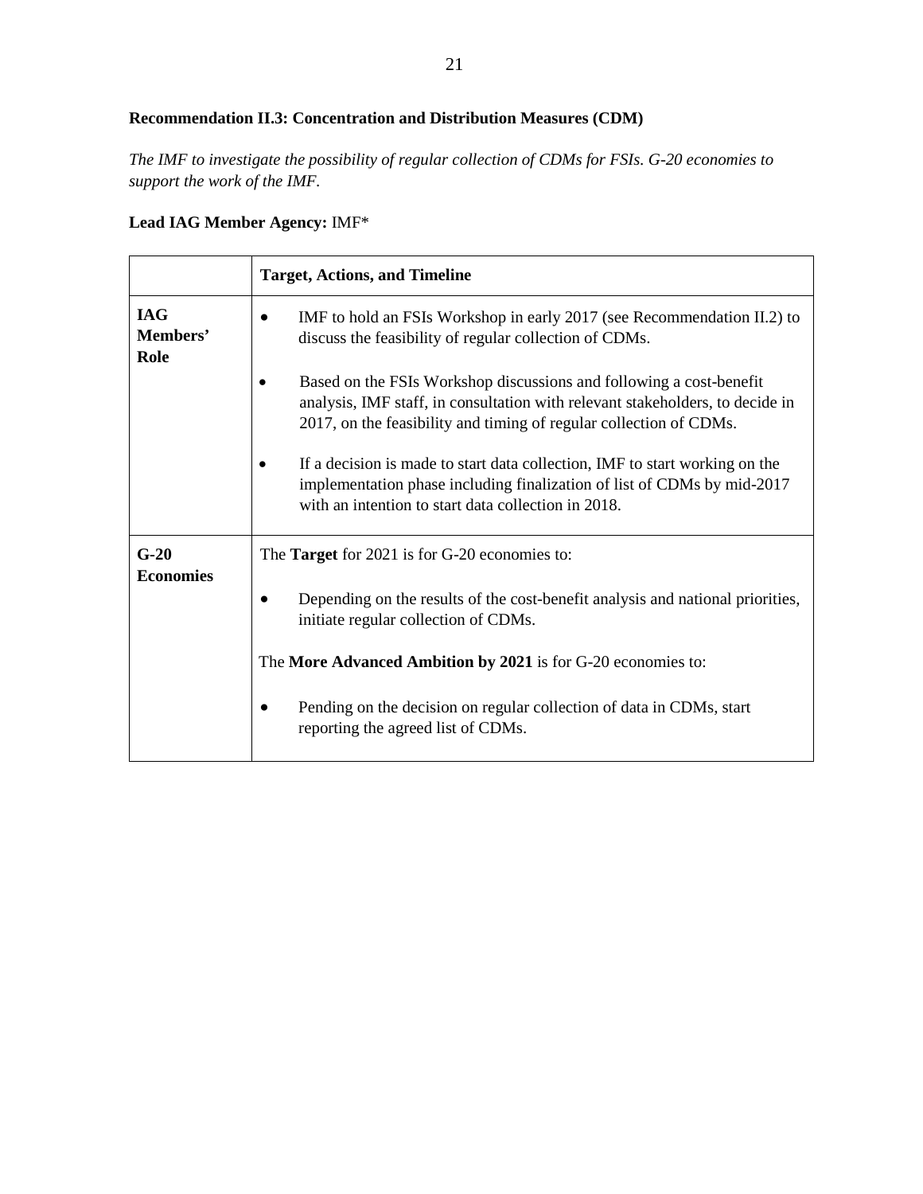**Recommendation II.3: Concentration and Distribution Measures (CDM)**

*The IMF to investigate the possibility of regular collection of CDMs for FSIs. G-20 economies to support the work of the IMF.*

**Lead IAG Member Agency:** IMF*

| | **Target, Actions, and Timeline** |
|---|---|
| **IAG Members' Role** | • IMF to hold an FSIs Workshop in early 2017 (see Recommendation II.2) to discuss the feasibility of regular collection of CDMs.<br><br>• Based on the FSIs Workshop discussions and following a cost-benefit analysis, IMF staff, in consultation with relevant stakeholders, to decide in 2017, on the feasibility and timing of regular collection of CDMs.<br><br>• If a decision is made to start data collection, IMF to start working on the implementation phase including finalization of list of CDMs by mid-2017 with an intention to start data collection in 2018. |
| **G-20 Economies** | The **Target** for 2021 is for G-20 economies to:<br><br>• Depending on the results of the cost-benefit analysis and national priorities, initiate regular collection of CDMs.<br><br>The **More Advanced Ambition by 2021** is for G-20 economies to:<br><br>• Pending on the decision on regular collection of data in CDMs, start reporting the agreed list of CDMs. |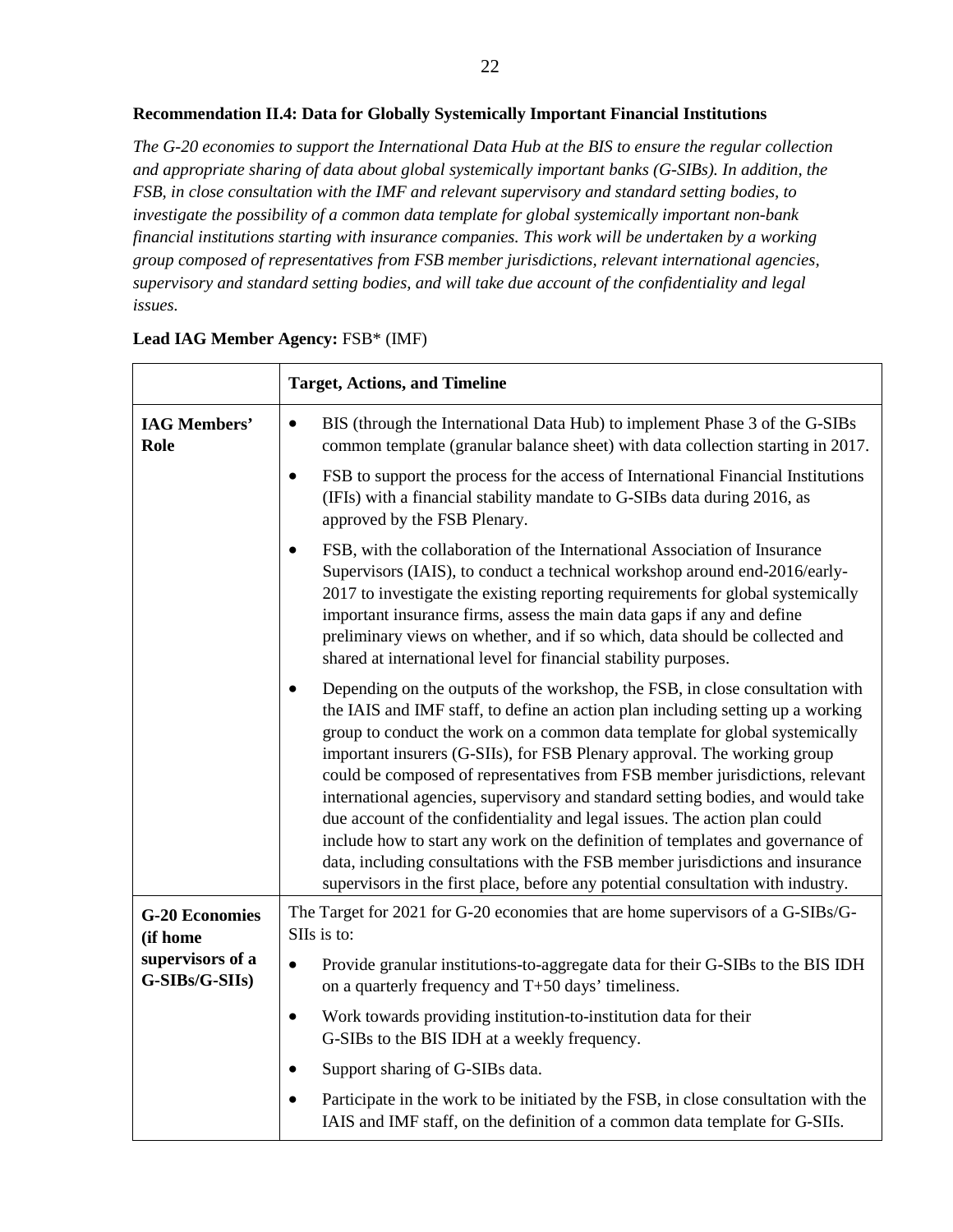**Recommendation II.4: Data for Globally Systemically Important Financial Institutions**

*The G-20 economies to support the International Data Hub at the BIS to ensure the regular collection and appropriate sharing of data about global systemically important banks (G-SIBs). In addition, the FSB, in close consultation with the IMF and relevant supervisory and standard setting bodies, to investigate the possibility of a common data template for global systemically important non-bank financial institutions starting with insurance companies. This work will be undertaken by a working group composed of representatives from FSB member jurisdictions, relevant international agencies, supervisory and standard setting bodies, and will take due account of the confidentiality and legal issues.*

**Lead IAG Member Agency:** FSB* (IMF)

| | **Target, Actions, and Timeline** |
|---|---|
| **IAG Members' Role** | • BIS (through the International Data Hub) to implement Phase 3 of the G-SIBs common template (granular balance sheet) with data collection starting in 2017.<br>• FSB to support the process for the access of International Financial Institutions (IFIs) with a financial stability mandate to G-SIBs data during 2016, as approved by the FSB Plenary.<br>• FSB, with the collaboration of the International Association of Insurance Supervisors (IAIS), to conduct a technical workshop around end-2016/early-2017 to investigate the existing reporting requirements for global systemically important insurance firms, assess the main data gaps if any and define preliminary views on whether, and if so which, data should be collected and shared at international level for financial stability purposes.<br>• Depending on the outputs of the workshop, the FSB, in close consultation with the IAIS and IMF staff, to define an action plan including setting up a working group to conduct the work on a common data template for global systemically important insurers (G-SIIs), for FSB Plenary approval. The working group could be composed of representatives from FSB member jurisdictions, relevant international agencies, supervisory and standard setting bodies, and would take due account of the confidentiality and legal issues. The action plan could include how to start any work on the definition of templates and governance of data, including consultations with the FSB member jurisdictions and insurance supervisors in the first place, before any potential consultation with industry. |
| **G-20 Economies (if home supervisors of a G-SIBs/G-SIIs)** | The Target for 2021 for G-20 economies that are home supervisors of a G-SIBs/G-SIIs is to:<br>• Provide granular institutions-to-aggregate data for their G-SIBs to the BIS IDH on a quarterly frequency and T+50 days' timeliness.<br>• Work towards providing institution-to-institution data for their G-SIBs to the BIS IDH at a weekly frequency.<br>• Support sharing of G-SIBs data.<br>• Participate in the work to be initiated by the FSB, in close consultation with the IAIS and IMF staff, on the definition of a common data template for G-SIIs. |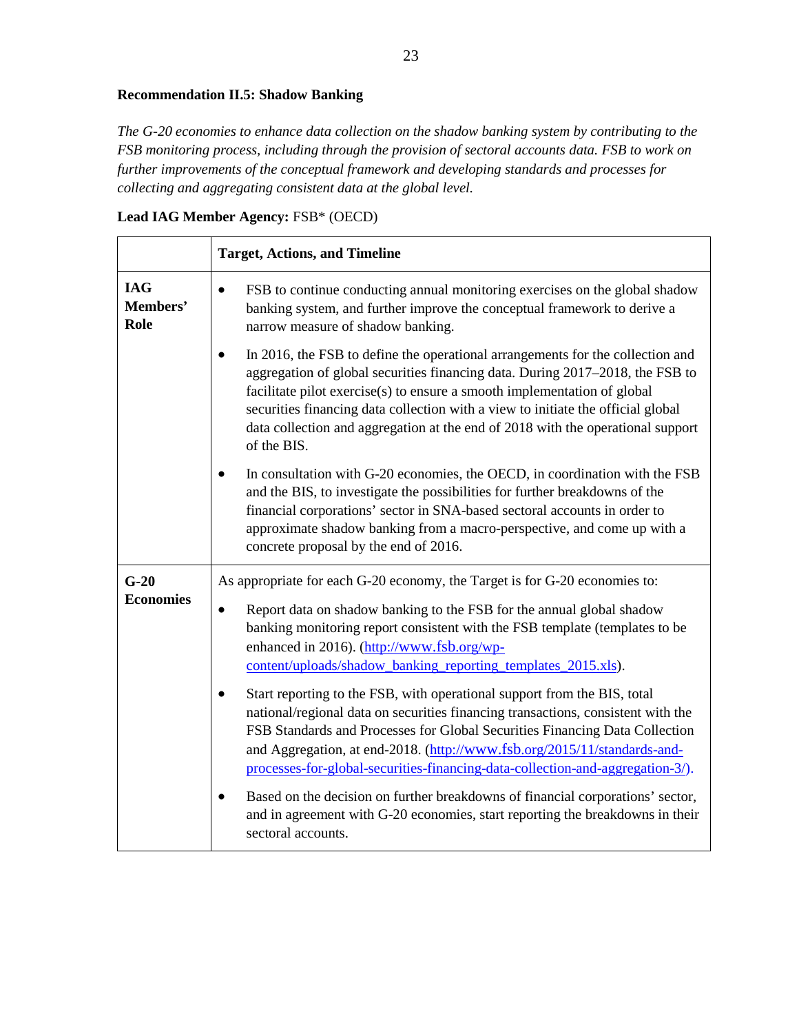**Recommendation II.5: Shadow Banking**

*The G-20 economies to enhance data collection on the shadow banking system by contributing to the FSB monitoring process, including through the provision of sectoral accounts data. FSB to work on further improvements of the conceptual framework and developing standards and processes for collecting and aggregating consistent data at the global level.*

**Lead IAG Member Agency:** FSB* (OECD)

| | **Target, Actions, and Timeline** |
|---|---|
| **IAG Members' Role** | • FSB to continue conducting annual monitoring exercises on the global shadow banking system, and further improve the conceptual framework to derive a narrow measure of shadow banking.<br><br>• In 2016, the FSB to define the operational arrangements for the collection and aggregation of global securities financing data. During 2017–2018, the FSB to facilitate pilot exercise(s) to ensure a smooth implementation of global securities financing data collection with a view to initiate the official global data collection and aggregation at the end of 2018 with the operational support of the BIS.<br><br>• In consultation with G-20 economies, the OECD, in coordination with the FSB and the BIS, to investigate the possibilities for further breakdowns of the financial corporations' sector in SNA-based sectoral accounts in order to approximate shadow banking from a macro-perspective, and come up with a concrete proposal by the end of 2016. |
| **G-20 Economies** | As appropriate for each G-20 economy, the Target is for G-20 economies to:<br><br>• Report data on shadow banking to the FSB for the annual global shadow banking monitoring report consistent with the FSB template (templates to be enhanced in 2016). (http://www.fsb.org/wp-content/uploads/shadow_banking_reporting_templates_2015.xls).<br><br>• Start reporting to the FSB, with operational support from the BIS, total national/regional data on securities financing transactions, consistent with the FSB Standards and Processes for Global Securities Financing Data Collection and Aggregation, at end-2018. (http://www.fsb.org/2015/11/standards-and-processes-for-global-securities-financing-data-collection-and-aggregation-3/).<br><br>• Based on the decision on further breakdowns of financial corporations' sector, and in agreement with G-20 economies, start reporting the breakdowns in their sectoral accounts. |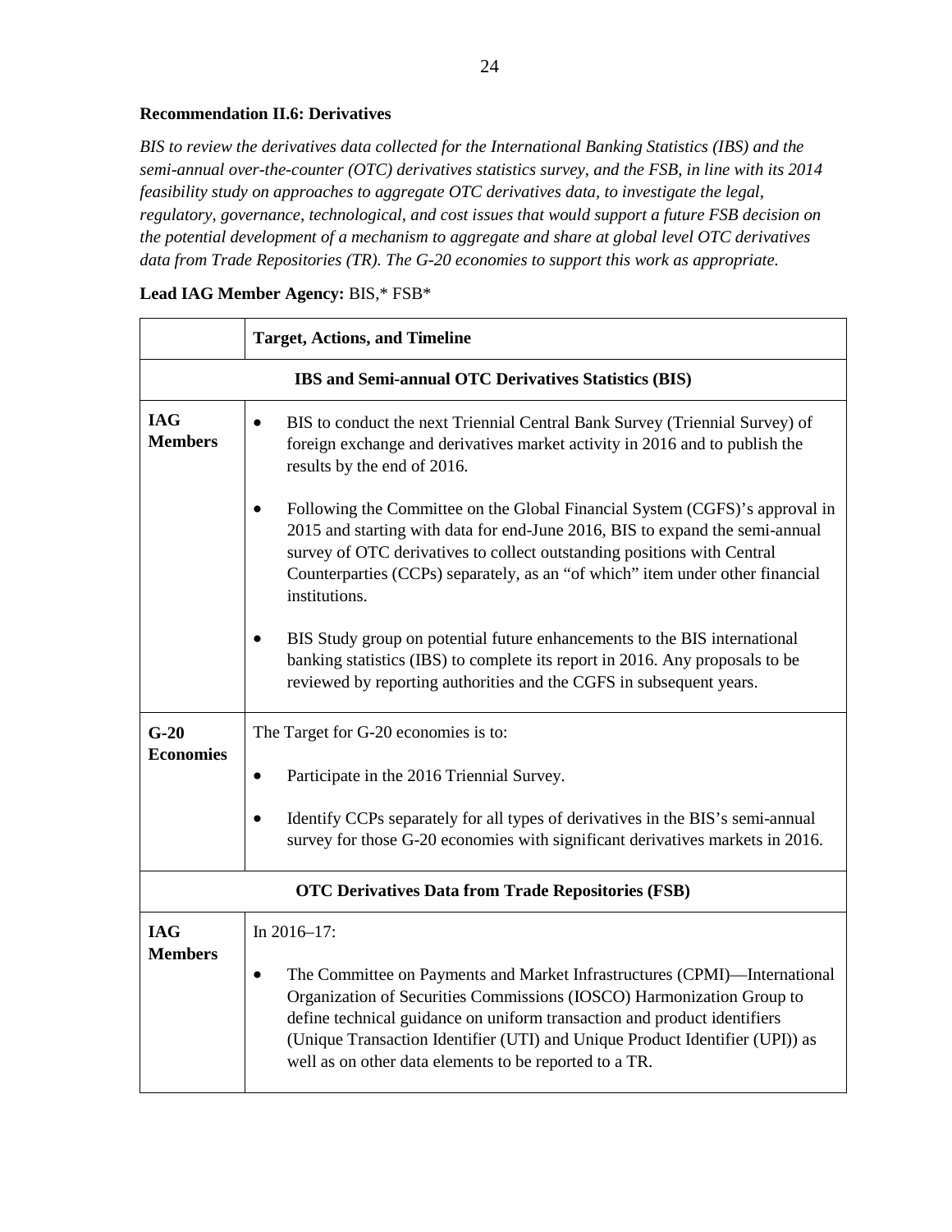**Recommendation II.6: Derivatives**

*BIS to review the derivatives data collected for the International Banking Statistics (IBS) and the semi-annual over-the-counter (OTC) derivatives statistics survey, and the FSB, in line with its 2014 feasibility study on approaches to aggregate OTC derivatives data, to investigate the legal, regulatory, governance, technological, and cost issues that would support a future FSB decision on the potential development of a mechanism to aggregate and share at global level OTC derivatives data from Trade Repositories (TR). The G-20 economies to support this work as appropriate.*

**Lead IAG Member Agency:** BIS,* FSB*

| | **Target, Actions, and Timeline** |
|---|---|
| **IBS and Semi-annual OTC Derivatives Statistics (BIS)** | |
| **IAG Members** | • BIS to conduct the next Triennial Central Bank Survey (Triennial Survey) of foreign exchange and derivatives market activity in 2016 and to publish the results by the end of 2016.<br><br>• Following the Committee on the Global Financial System (CGFS)'s approval in 2015 and starting with data for end-June 2016, BIS to expand the semi-annual survey of OTC derivatives to collect outstanding positions with Central Counterparties (CCPs) separately, as an "of which" item under other financial institutions.<br><br>• BIS Study group on potential future enhancements to the BIS international banking statistics (IBS) to complete its report in 2016. Any proposals to be reviewed by reporting authorities and the CGFS in subsequent years. |
| **G-20 Economies** | The Target for G-20 economies is to:<br><br>• Participate in the 2016 Triennial Survey.<br><br>• Identify CCPs separately for all types of derivatives in the BIS's semi-annual survey for those G-20 economies with significant derivatives markets in 2016. |
| **OTC Derivatives Data from Trade Repositories (FSB)** | |
| **IAG Members** | In 2016–17:<br><br>• The Committee on Payments and Market Infrastructures (CPMI)—International Organization of Securities Commissions (IOSCO) Harmonization Group to define technical guidance on uniform transaction and product identifiers (Unique Transaction Identifier (UTI) and Unique Product Identifier (UPI)) as well as on other data elements to be reported to a TR. |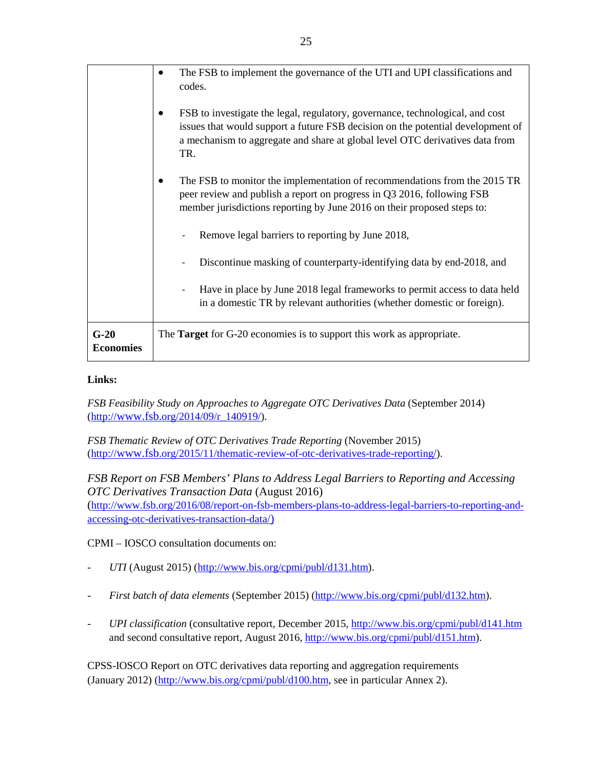| | |
|---|---|
| | • The FSB to implement the governance of the UTI and UPI classifications and codes.<br><br>• FSB to investigate the legal, regulatory, governance, technological, and cost issues that would support a future FSB decision on the potential development of a mechanism to aggregate and share at global level OTC derivatives data from TR.<br><br>• The FSB to monitor the implementation of recommendations from the 2015 TR peer review and publish a report on progress in Q3 2016, following FSB member jurisdictions reporting by June 2016 on their proposed steps to:<br><br>- Remove legal barriers to reporting by June 2018,<br><br>- Discontinue masking of counterparty-identifying data by end-2018, and<br><br>- Have in place by June 2018 legal frameworks to permit access to data held in a domestic TR by relevant authorities (whether domestic or foreign). |
| **G-20 Economies** | The **Target** for G-20 economies is to support this work as appropriate. |

**Links:**

*FSB Feasibility Study on Approaches to Aggregate OTC Derivatives Data* (September 2014) (http://www.fsb.org/2014/09/r_140919/).

*FSB Thematic Review of OTC Derivatives Trade Reporting* (November 2015) (http://www.fsb.org/2015/11/thematic-review-of-otc-derivatives-trade-reporting/).

*FSB Report on FSB Members' Plans to Address Legal Barriers to Reporting and Accessing OTC Derivatives Transaction Data* (August 2016) (http://www.fsb.org/2016/08/report-on-fsb-members-plans-to-address-legal-barriers-to-reporting-and-accessing-otc-derivatives-transaction-data/)

CPMI – IOSCO consultation documents on:

- *UTI* (August 2015) (http://www.bis.org/cpmi/publ/d131.htm).
- *First batch of data elements* (September 2015) (http://www.bis.org/cpmi/publ/d132.htm).
- *UPI classification* (consultative report, December 2015, http://www.bis.org/cpmi/publ/d141.htm and second consultative report, August 2016, http://www.bis.org/cpmi/publ/d151.htm).

CPSS-IOSCO Report on OTC derivatives data reporting and aggregation requirements (January 2012) (http://www.bis.org/cpmi/publ/d100.htm, see in particular Annex 2).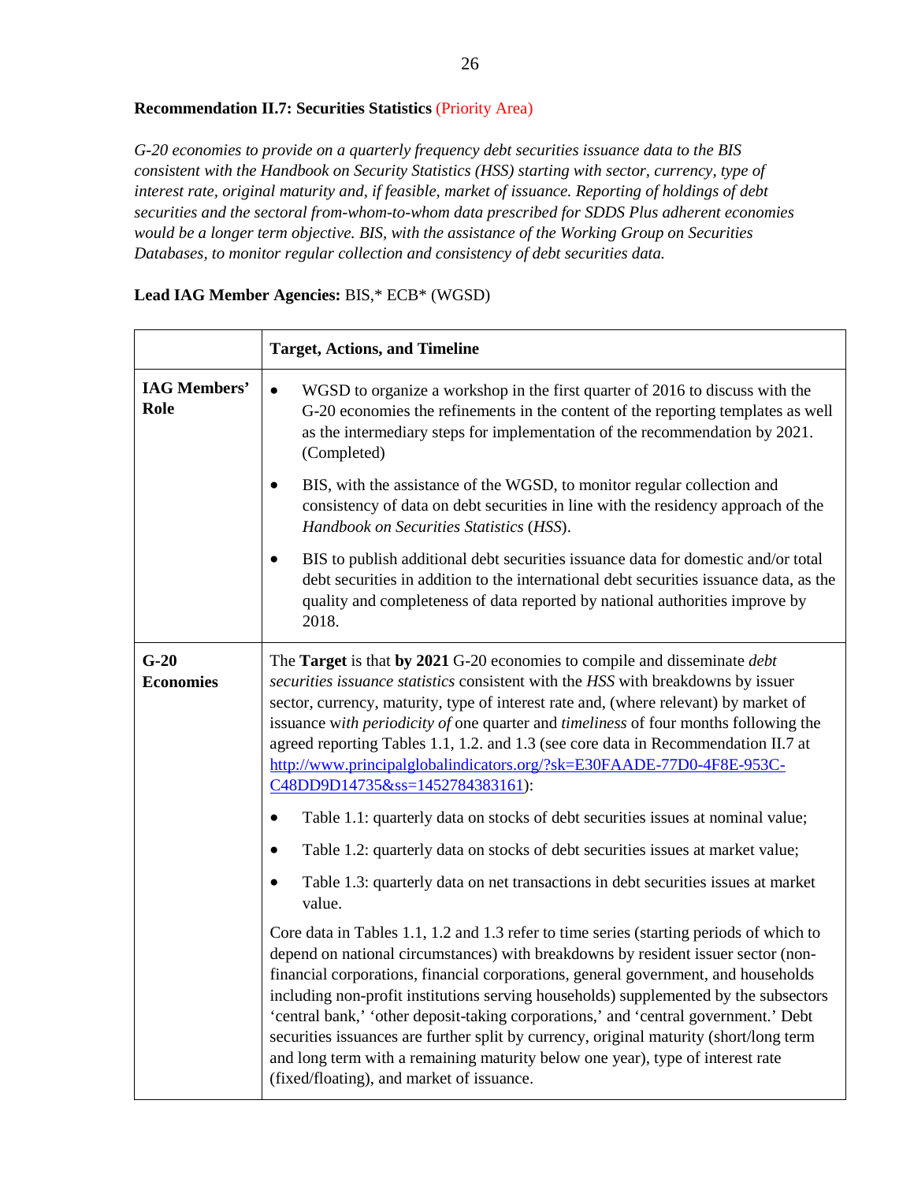**Recommendation II.7: Securities Statistics** (Priority Area)

*G-20 economies to provide on a quarterly frequency debt securities issuance data to the BIS consistent with the Handbook on Security Statistics (HSS) starting with sector, currency, type of interest rate, original maturity and, if feasible, market of issuance. Reporting of holdings of debt securities and the sectoral from-whom-to-whom data prescribed for SDDS Plus adherent economies would be a longer term objective. BIS, with the assistance of the Working Group on Securities Databases, to monitor regular collection and consistency of debt securities data.*

**Lead IAG Member Agencies:** BIS,* ECB* (WGSD)

| | **Target, Actions, and Timeline** |
|---|---|
| **IAG Members' Role** | • WGSD to organize a workshop in the first quarter of 2016 to discuss with the G-20 economies the refinements in the content of the reporting templates as well as the intermediary steps for implementation of the recommendation by 2021. (Completed)<br><br>• BIS, with the assistance of the WGSD, to monitor regular collection and consistency of data on debt securities in line with the residency approach of the *Handbook on Securities Statistics* (*HSS*).<br><br>• BIS to publish additional debt securities issuance data for domestic and/or total debt securities in addition to the international debt securities issuance data, as the quality and completeness of data reported by national authorities improve by 2018. |
| **G-20 Economies** | The **Target** is that **by 2021** G-20 economies to compile and disseminate *debt securities issuance statistics* consistent with the *HSS* with breakdowns by issuer sector, currency, maturity, type of interest rate and, (where relevant) by market of issuance w*ith periodicity of* one quarter and *timeliness* of four months following the agreed reporting Tables 1.1, 1.2. and 1.3 (see core data in Recommendation II.7 at [http://www.principalglobalindicators.org/?sk=E30FAADE-77D0-4F8E-953C-C48DD9D14735&ss=1452784383161](http://www.principalglobalindicators.org/?sk=E30FAADE-77D0-4F8E-953C-C48DD9D14735&ss=1452784383161)):<br><br>• Table 1.1: quarterly data on stocks of debt securities issues at nominal value;<br><br>• Table 1.2: quarterly data on stocks of debt securities issues at market value;<br><br>• Table 1.3: quarterly data on net transactions in debt securities issues at market value.<br><br>Core data in Tables 1.1, 1.2 and 1.3 refer to time series (starting periods of which to depend on national circumstances) with breakdowns by resident issuer sector (non-financial corporations, financial corporations, general government, and households including non-profit institutions serving households) supplemented by the subsectors 'central bank,' 'other deposit-taking corporations,' and 'central government.' Debt securities issuances are further split by currency, original maturity (short/long term and long term with a remaining maturity below one year), type of interest rate (fixed/floating), and market of issuance. |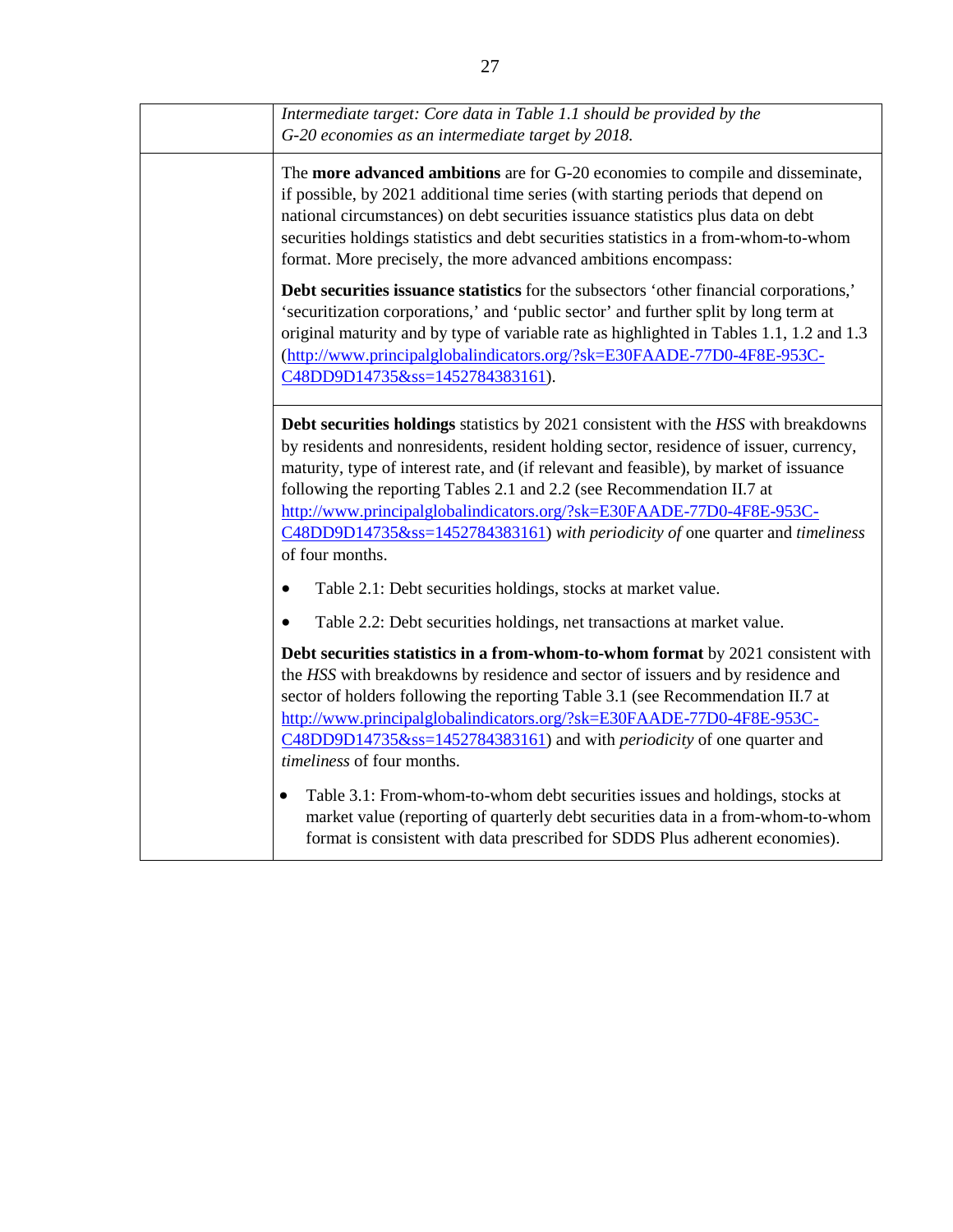| | |
|---|---|
| | *Intermediate target: Core data in Table 1.1 should be provided by the G-20 economies as an intermediate target by 2018.* |
| | The **more advanced ambitions** are for G-20 economies to compile and disseminate, if possible, by 2021 additional time series (with starting periods that depend on national circumstances) on debt securities issuance statistics plus data on debt securities holdings statistics and debt securities statistics in a from-whom-to-whom format. More precisely, the more advanced ambitions encompass:<br><br>**Debt securities issuance statistics** for the subsectors 'other financial corporations,' 'securitization corporations,' and 'public sector' and further split by long term at original maturity and by type of variable rate as highlighted in Tables 1.1, 1.2 and 1.3 (http://www.principalglobalindicators.org/?sk=E30FAADE-77D0-4F8E-953C-C48DD9D14735&ss=1452784383161). |
| | **Debt securities holdings** statistics by 2021 consistent with the *HSS* with breakdowns by residents and nonresidents, resident holding sector, residence of issuer, currency, maturity, type of interest rate, and (if relevant and feasible), by market of issuance following the reporting Tables 2.1 and 2.2 (see Recommendation II.7 at http://www.principalglobalindicators.org/?sk=E30FAADE-77D0-4F8E-953C-C48DD9D14735&ss=1452784383161) *with periodicity of* one quarter and *timeliness* of four months.<br><br>• Table 2.1: Debt securities holdings, stocks at market value.<br>• Table 2.2: Debt securities holdings, net transactions at market value.<br><br>**Debt securities statistics in a from-whom-to-whom format** by 2021 consistent with the *HSS* with breakdowns by residence and sector of issuers and by residence and sector of holders following the reporting Table 3.1 (see Recommendation II.7 at http://www.principalglobalindicators.org/?sk=E30FAADE-77D0-4F8E-953C-C48DD9D14735&ss=1452784383161) and with *periodicity* of one quarter and *timeliness* of four months.<br><br>• Table 3.1: From-whom-to-whom debt securities issues and holdings, stocks at market value (reporting of quarterly debt securities data in a from-whom-to-whom format is consistent with data prescribed for SDDS Plus adherent economies). |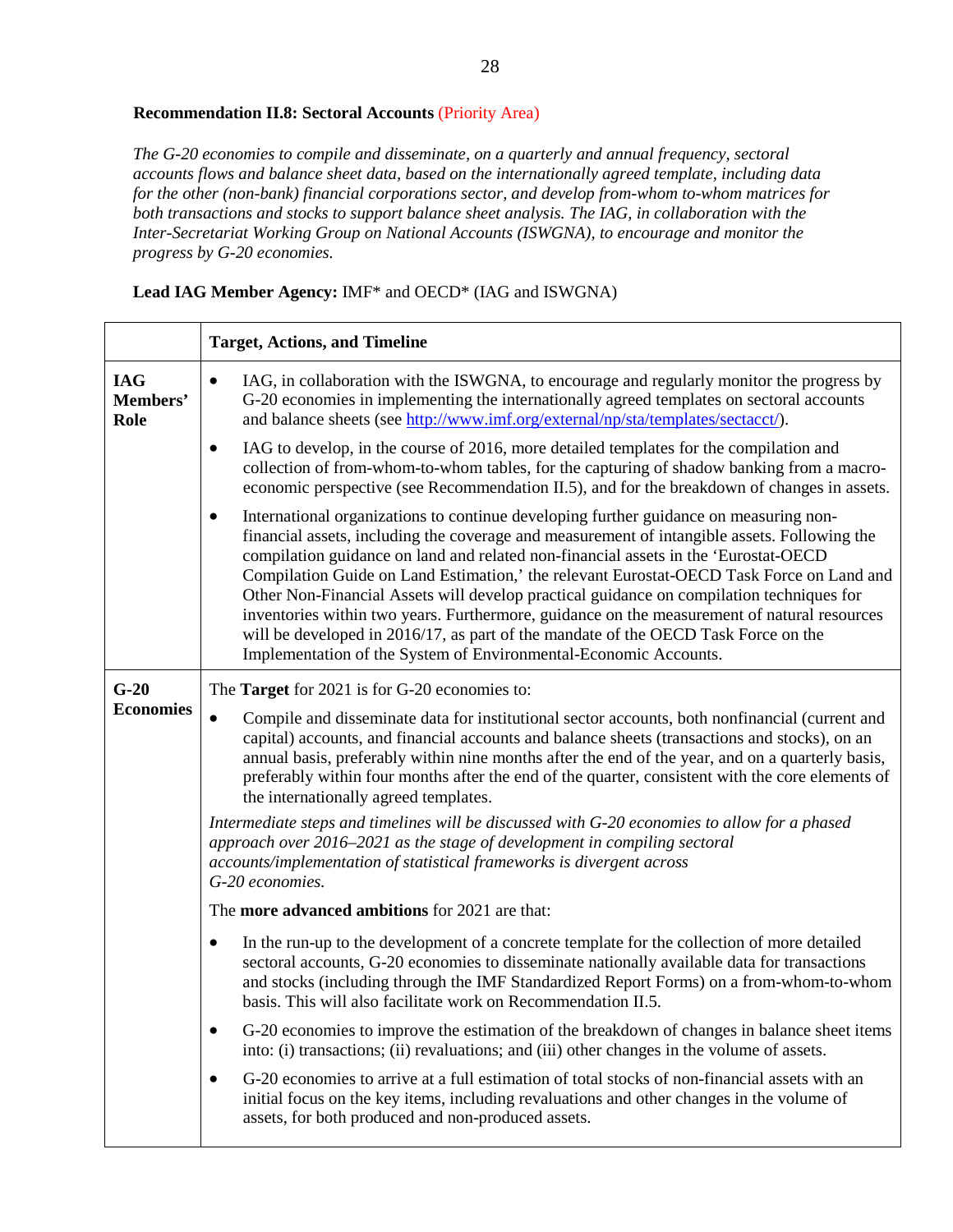**Recommendation II.8: Sectoral Accounts** (Priority Area)

*The G-20 economies to compile and disseminate, on a quarterly and annual frequency, sectoral accounts flows and balance sheet data, based on the internationally agreed template, including data for the other (non-bank) financial corporations sector, and develop from-whom to-whom matrices for both transactions and stocks to support balance sheet analysis. The IAG, in collaboration with the Inter-Secretariat Working Group on National Accounts (ISWGNA), to encourage and monitor the progress by G-20 economies.*

**Lead IAG Member Agency:** IMF* and OECD* (IAG and ISWGNA)

| | **Target, Actions, and Timeline** |
|---|---|
| **IAG Members' Role** | • IAG, in collaboration with the ISWGNA, to encourage and regularly monitor the progress by G-20 economies in implementing the internationally agreed templates on sectoral accounts and balance sheets (see [http://www.imf.org/external/np/sta/templates/sectacct/](http://www.imf.org/external/np/sta/templates/sectacct/)).<br><br>• IAG to develop, in the course of 2016, more detailed templates for the compilation and collection of from-whom-to-whom tables, for the capturing of shadow banking from a macro-economic perspective (see Recommendation II.5), and for the breakdown of changes in assets.<br><br>• International organizations to continue developing further guidance on measuring non-financial assets, including the coverage and measurement of intangible assets. Following the compilation guidance on land and related non-financial assets in the 'Eurostat-OECD Compilation Guide on Land Estimation,' the relevant Eurostat-OECD Task Force on Land and Other Non-Financial Assets will develop practical guidance on compilation techniques for inventories within two years. Furthermore, guidance on the measurement of natural resources will be developed in 2016/17, as part of the mandate of the OECD Task Force on the Implementation of the System of Environmental-Economic Accounts. |
| **G-20 Economies** | The **Target** for 2021 is for G-20 economies to:<br><br>• Compile and disseminate data for institutional sector accounts, both nonfinancial (current and capital) accounts, and financial accounts and balance sheets (transactions and stocks), on an annual basis, preferably within nine months after the end of the year, and on a quarterly basis, preferably within four months after the end of the quarter, consistent with the core elements of the internationally agreed templates.<br><br>*Intermediate steps and timelines will be discussed with G-20 economies to allow for a phased approach over 2016–2021 as the stage of development in compiling sectoral accounts/implementation of statistical frameworks is divergent across G-20 economies.*<br><br>The **more advanced ambitions** for 2021 are that:<br><br>• In the run-up to the development of a concrete template for the collection of more detailed sectoral accounts, G-20 economies to disseminate nationally available data for transactions and stocks (including through the IMF Standardized Report Forms) on a from-whom-to-whom basis. This will also facilitate work on Recommendation II.5.<br><br>• G-20 economies to improve the estimation of the breakdown of changes in balance sheet items into: (i) transactions; (ii) revaluations; and (iii) other changes in the volume of assets.<br><br>• G-20 economies to arrive at a full estimation of total stocks of non-financial assets with an initial focus on the key items, including revaluations and other changes in the volume of assets, for both produced and non-produced assets. |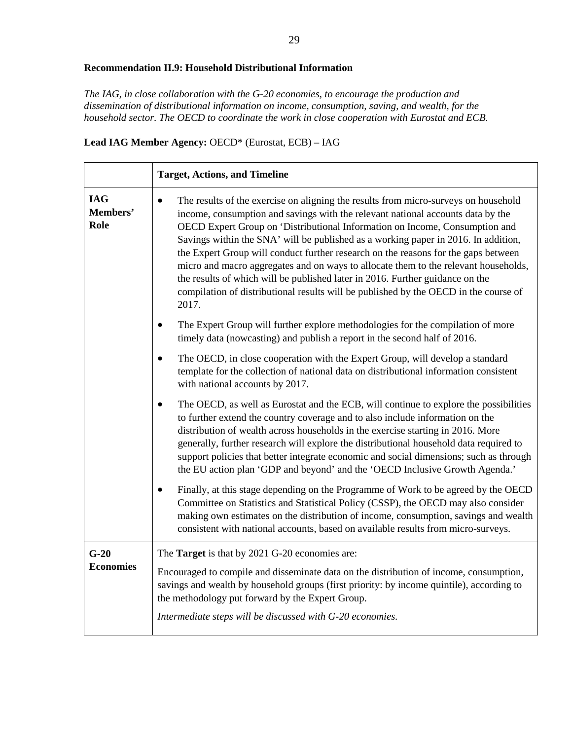**Recommendation II.9: Household Distributional Information**

*The IAG, in close collaboration with the G-20 economies, to encourage the production and dissemination of distributional information on income, consumption, saving, and wealth, for the household sector. The OECD to coordinate the work in close cooperation with Eurostat and ECB.*

**Lead IAG Member Agency:** OECD* (Eurostat, ECB) – IAG

| | **Target, Actions, and Timeline** |
|---|---|
| **IAG Members' Role** | • The results of the exercise on aligning the results from micro-surveys on household income, consumption and savings with the relevant national accounts data by the OECD Expert Group on 'Distributional Information on Income, Consumption and Savings within the SNA' will be published as a working paper in 2016. In addition, the Expert Group will conduct further research on the reasons for the gaps between micro and macro aggregates and on ways to allocate them to the relevant households, the results of which will be published later in 2016. Further guidance on the compilation of distributional results will be published by the OECD in the course of 2017.<br>• The Expert Group will further explore methodologies for the compilation of more timely data (nowcasting) and publish a report in the second half of 2016.<br>• The OECD, in close cooperation with the Expert Group, will develop a standard template for the collection of national data on distributional information consistent with national accounts by 2017.<br>• The OECD, as well as Eurostat and the ECB, will continue to explore the possibilities to further extend the country coverage and to also include information on the distribution of wealth across households in the exercise starting in 2016. More generally, further research will explore the distributional household data required to support policies that better integrate economic and social dimensions; such as through the EU action plan 'GDP and beyond' and the 'OECD Inclusive Growth Agenda.'<br>• Finally, at this stage depending on the Programme of Work to be agreed by the OECD Committee on Statistics and Statistical Policy (CSSP), the OECD may also consider making own estimates on the distribution of income, consumption, savings and wealth consistent with national accounts, based on available results from micro-surveys. |
| **G-20 Economies** | The **Target** is that by 2021 G-20 economies are:<br>Encouraged to compile and disseminate data on the distribution of income, consumption, savings and wealth by household groups (first priority: by income quintile), according to the methodology put forward by the Expert Group.<br>*Intermediate steps will be discussed with G-20 economies.* |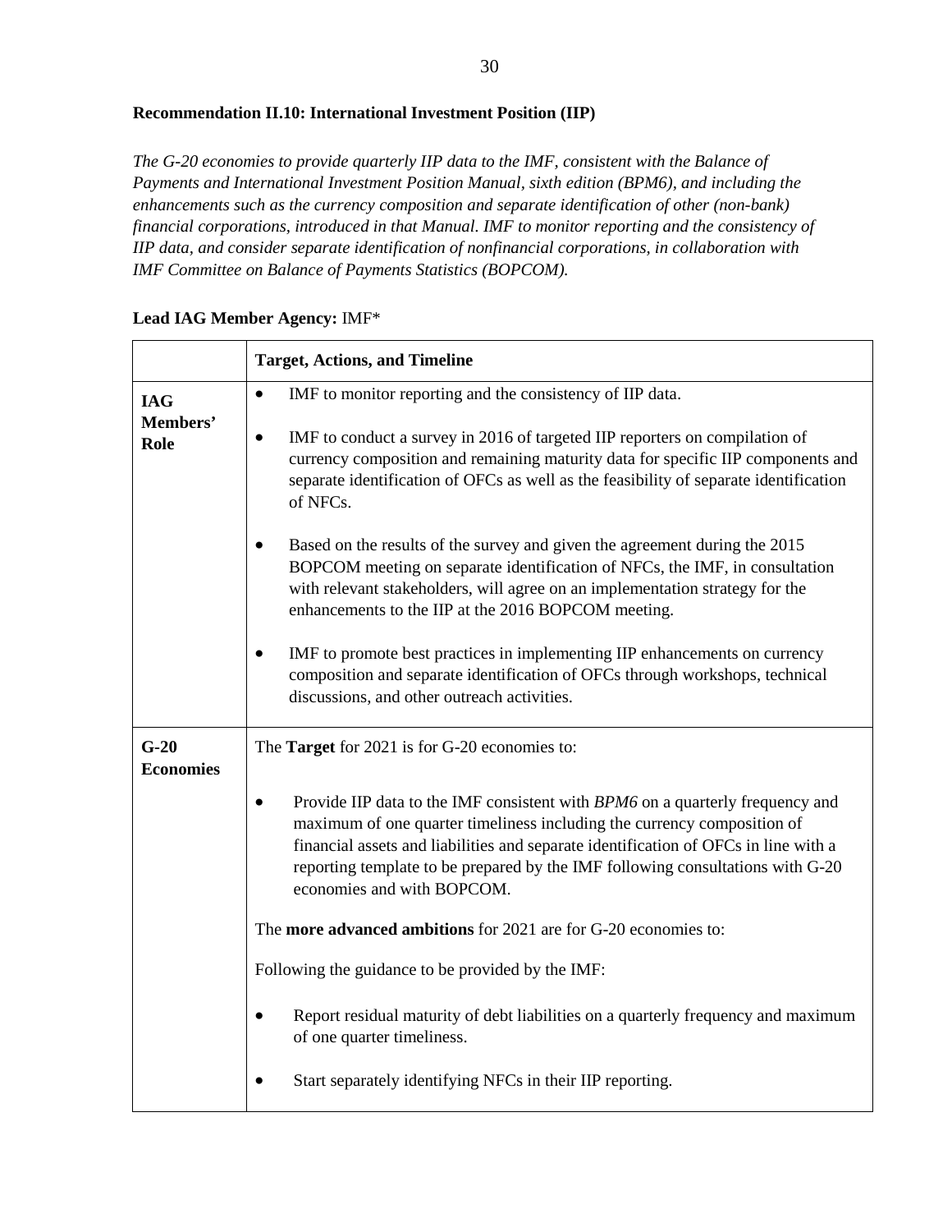**Recommendation II.10: International Investment Position (IIP)**

*The G-20 economies to provide quarterly IIP data to the IMF, consistent with the Balance of Payments and International Investment Position Manual, sixth edition (BPM6), and including the enhancements such as the currency composition and separate identification of other (non-bank) financial corporations, introduced in that Manual. IMF to monitor reporting and the consistency of IIP data, and consider separate identification of nonfinancial corporations, in collaboration with IMF Committee on Balance of Payments Statistics (BOPCOM).*

**Lead IAG Member Agency:** IMF*

| | **Target, Actions, and Timeline** |
|---|---|
| **IAG Members' Role** | • IMF to monitor reporting and the consistency of IIP data.<br><br>• IMF to conduct a survey in 2016 of targeted IIP reporters on compilation of currency composition and remaining maturity data for specific IIP components and separate identification of OFCs as well as the feasibility of separate identification of NFCs.<br><br>• Based on the results of the survey and given the agreement during the 2015 BOPCOM meeting on separate identification of NFCs, the IMF, in consultation with relevant stakeholders, will agree on an implementation strategy for the enhancements to the IIP at the 2016 BOPCOM meeting.<br><br>• IMF to promote best practices in implementing IIP enhancements on currency composition and separate identification of OFCs through workshops, technical discussions, and other outreach activities. |
| **G-20 Economies** | The **Target** for 2021 is for G-20 economies to:<br><br>• Provide IIP data to the IMF consistent with *BPM6* on a quarterly frequency and maximum of one quarter timeliness including the currency composition of financial assets and liabilities and separate identification of OFCs in line with a reporting template to be prepared by the IMF following consultations with G-20 economies and with BOPCOM.<br><br>The **more advanced ambitions** for 2021 are for G-20 economies to:<br><br>Following the guidance to be provided by the IMF:<br><br>• Report residual maturity of debt liabilities on a quarterly frequency and maximum of one quarter timeliness.<br><br>• Start separately identifying NFCs in their IIP reporting. |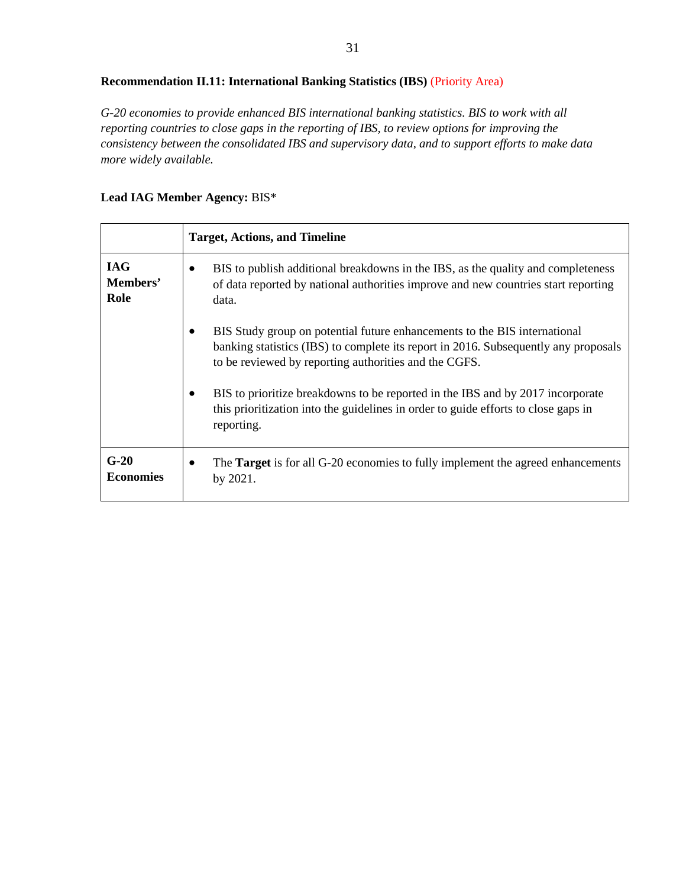**Recommendation II.11: International Banking Statistics (IBS)** (Priority Area)

*G-20 economies to provide enhanced BIS international banking statistics. BIS to work with all reporting countries to close gaps in the reporting of IBS, to review options for improving the consistency between the consolidated IBS and supervisory data, and to support efforts to make data more widely available.*

**Lead IAG Member Agency:** BIS*

| | **Target, Actions, and Timeline** |
|---|---|
| **IAG Members' Role** | • BIS to publish additional breakdowns in the IBS, as the quality and completeness of data reported by national authorities improve and new countries start reporting data.<br><br>• BIS Study group on potential future enhancements to the BIS international banking statistics (IBS) to complete its report in 2016. Subsequently any proposals to be reviewed by reporting authorities and the CGFS.<br><br>• BIS to prioritize breakdowns to be reported in the IBS and by 2017 incorporate this prioritization into the guidelines in order to guide efforts to close gaps in reporting. |
| **G-20 Economies** | • The **Target** is for all G-20 economies to fully implement the agreed enhancements by 2021. |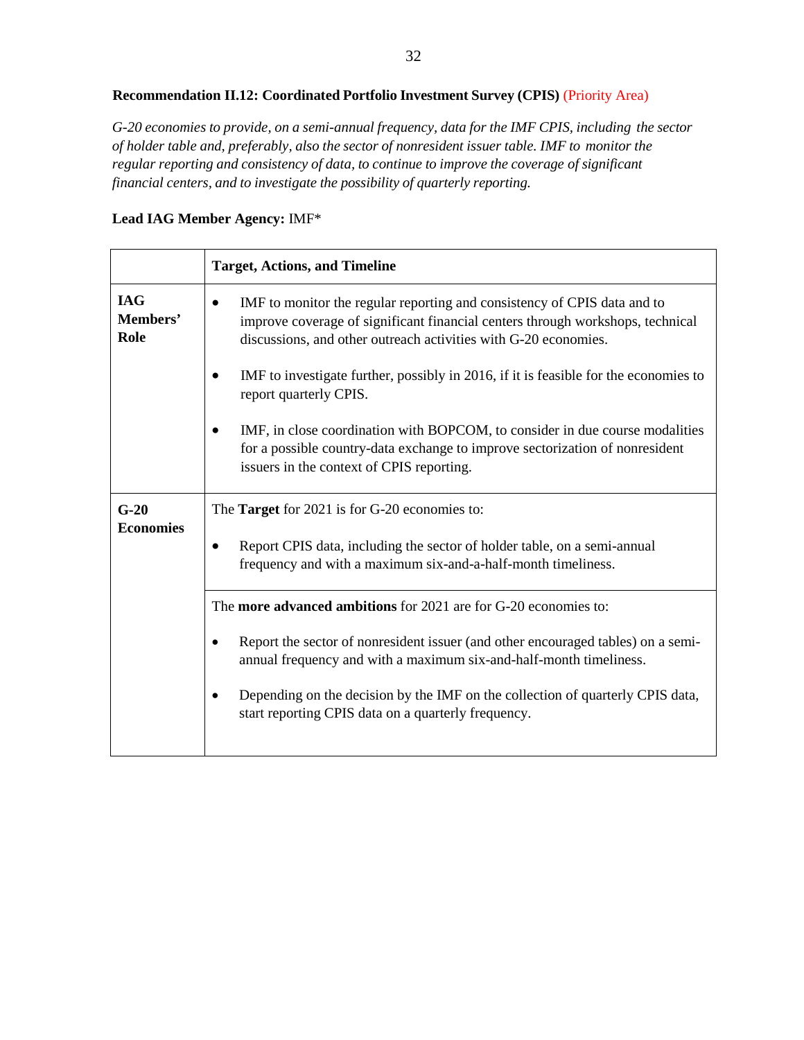**Recommendation II.12: Coordinated Portfolio Investment Survey (CPIS)** (Priority Area)

*G-20 economies to provide, on a semi-annual frequency, data for the IMF CPIS, including the sector of holder table and, preferably, also the sector of nonresident issuer table. IMF to monitor the regular reporting and consistency of data, to continue to improve the coverage of significant financial centers, and to investigate the possibility of quarterly reporting.*

**Lead IAG Member Agency:** IMF*

| | **Target, Actions, and Timeline** |
|---|---|
| **IAG Members' Role** | • IMF to monitor the regular reporting and consistency of CPIS data and to improve coverage of significant financial centers through workshops, technical discussions, and other outreach activities with G-20 economies.<br><br>• IMF to investigate further, possibly in 2016, if it is feasible for the economies to report quarterly CPIS.<br><br>• IMF, in close coordination with BOPCOM, to consider in due course modalities for a possible country-data exchange to improve sectorization of nonresident issuers in the context of CPIS reporting. |
| **G-20 Economies** | The **Target** for 2021 is for G-20 economies to:<br><br>• Report CPIS data, including the sector of holder table, on a semi-annual frequency and with a maximum six-and-a-half-month timeliness. |
| | The **more advanced ambitions** for 2021 are for G-20 economies to:<br><br>• Report the sector of nonresident issuer (and other encouraged tables) on a semi-annual frequency and with a maximum six-and-half-month timeliness.<br><br>• Depending on the decision by the IMF on the collection of quarterly CPIS data, start reporting CPIS data on a quarterly frequency. |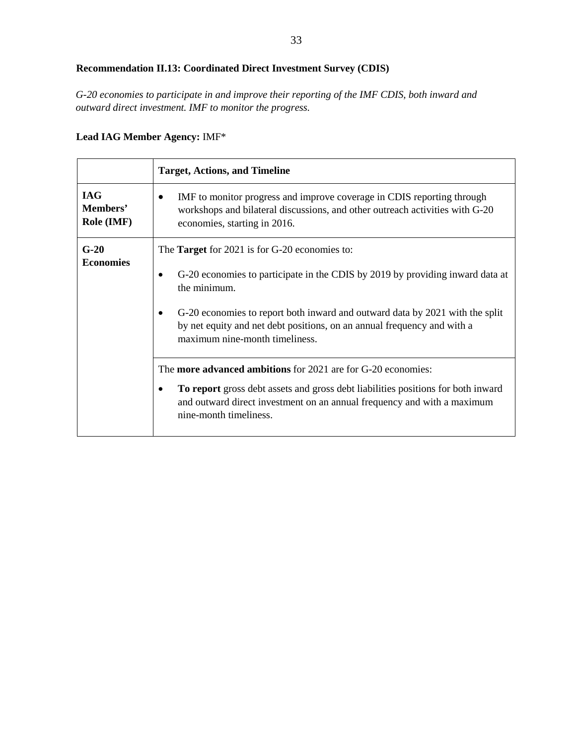**Recommendation II.13: Coordinated Direct Investment Survey (CDIS)**

*G-20 economies to participate in and improve their reporting of the IMF CDIS, both inward and outward direct investment. IMF to monitor the progress.*

**Lead IAG Member Agency:** IMF*

| | **Target, Actions, and Timeline** |
|---|---|
| **IAG Members' Role (IMF)** | • IMF to monitor progress and improve coverage in CDIS reporting through workshops and bilateral discussions, and other outreach activities with G-20 economies, starting in 2016. |
| **G-20 Economies** | The **Target** for 2021 is for G-20 economies to:<br>• G-20 economies to participate in the CDIS by 2019 by providing inward data at the minimum.<br>• G-20 economies to report both inward and outward data by 2021 with the split by net equity and net debt positions, on an annual frequency and with a maximum nine-month timeliness. |
| | The **more advanced ambitions** for 2021 are for G-20 economies:<br>• **To report** gross debt assets and gross debt liabilities positions for both inward and outward direct investment on an annual frequency and with a maximum nine-month timeliness. |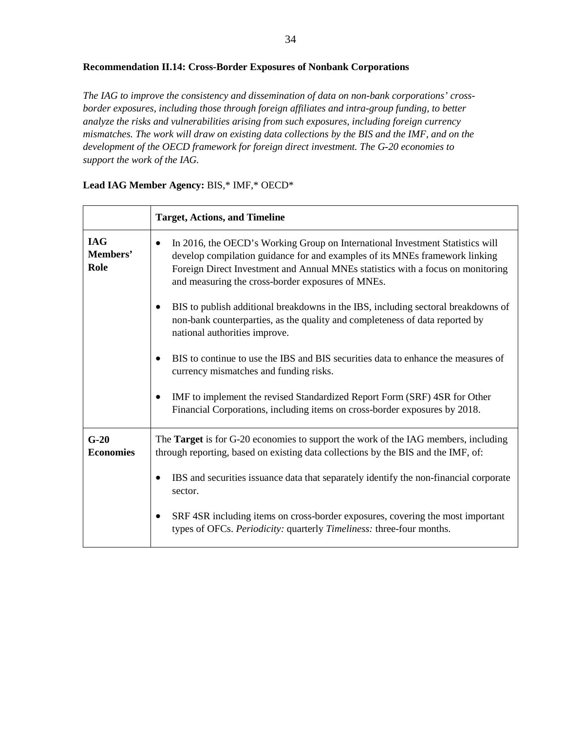**Recommendation II.14: Cross-Border Exposures of Nonbank Corporations**

*The IAG to improve the consistency and dissemination of data on non-bank corporations' cross-border exposures, including those through foreign affiliates and intra-group funding, to better analyze the risks and vulnerabilities arising from such exposures, including foreign currency mismatches. The work will draw on existing data collections by the BIS and the IMF, and on the development of the OECD framework for foreign direct investment. The G-20 economies to support the work of the IAG.*

**Lead IAG Member Agency:** BIS,* IMF,* OECD*

| | **Target, Actions, and Timeline** |
|---|---|
| **IAG Members' Role** | • In 2016, the OECD's Working Group on International Investment Statistics will develop compilation guidance for and examples of its MNEs framework linking Foreign Direct Investment and Annual MNEs statistics with a focus on monitoring and measuring the cross-border exposures of MNEs.<br><br>• BIS to publish additional breakdowns in the IBS, including sectoral breakdowns of non-bank counterparties, as the quality and completeness of data reported by national authorities improve.<br><br>• BIS to continue to use the IBS and BIS securities data to enhance the measures of currency mismatches and funding risks.<br><br>• IMF to implement the revised Standardized Report Form (SRF) 4SR for Other Financial Corporations, including items on cross-border exposures by 2018. |
| **G-20 Economies** | The **Target** is for G-20 economies to support the work of the IAG members, including through reporting, based on existing data collections by the BIS and the IMF, of:<br><br>• IBS and securities issuance data that separately identify the non-financial corporate sector.<br><br>• SRF 4SR including items on cross-border exposures, covering the most important types of OFCs. *Periodicity:* quarterly *Timeliness:* three-four months. |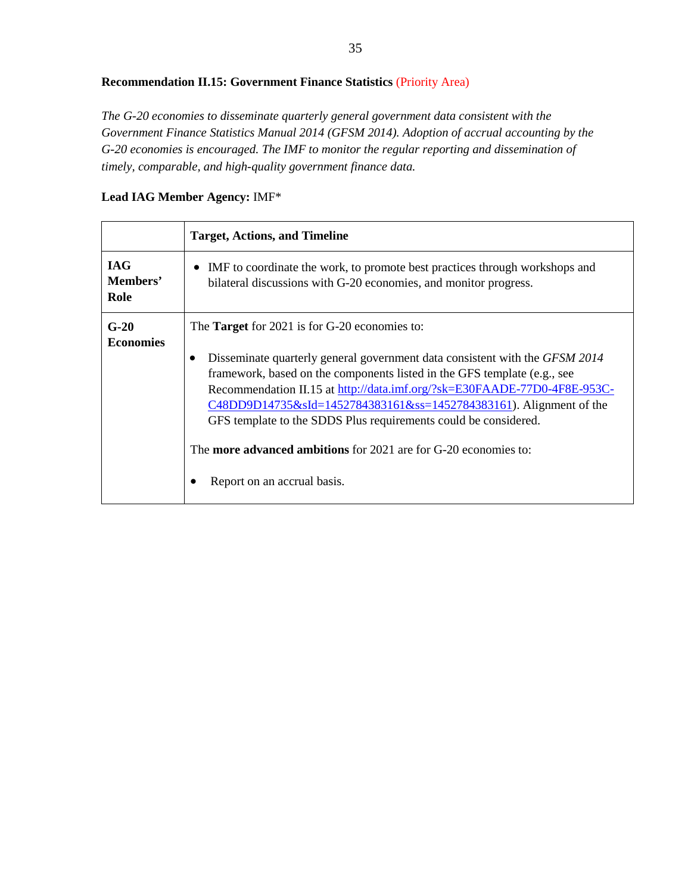**Recommendation II.15: Government Finance Statistics** (Priority Area)

*The G-20 economies to disseminate quarterly general government data consistent with the Government Finance Statistics Manual 2014 (GFSM 2014). Adoption of accrual accounting by the G-20 economies is encouraged. The IMF to monitor the regular reporting and dissemination of timely, comparable, and high-quality government finance data.*

**Lead IAG Member Agency:** IMF*

| | **Target, Actions, and Timeline** |
|---|---|
| **IAG Members' Role** | • IMF to coordinate the work, to promote best practices through workshops and bilateral discussions with G-20 economies, and monitor progress. |
| **G-20 Economies** | The **Target** for 2021 is for G-20 economies to:<br><br>• Disseminate quarterly general government data consistent with the *GFSM 2014* framework, based on the components listed in the GFS template (e.g., see Recommendation II.15 at [http://data.imf.org/?sk=E30FAADE-77D0-4F8E-953C-C48DD9D14735&sId=1452784383161&ss=1452784383161](http://data.imf.org/?sk=E30FAADE-77D0-4F8E-953C-C48DD9D14735&sId=1452784383161&ss=1452784383161)). Alignment of the GFS template to the SDDS Plus requirements could be considered.<br><br>The **more advanced ambitions** for 2021 are for G-20 economies to:<br><br>• Report on an accrual basis. |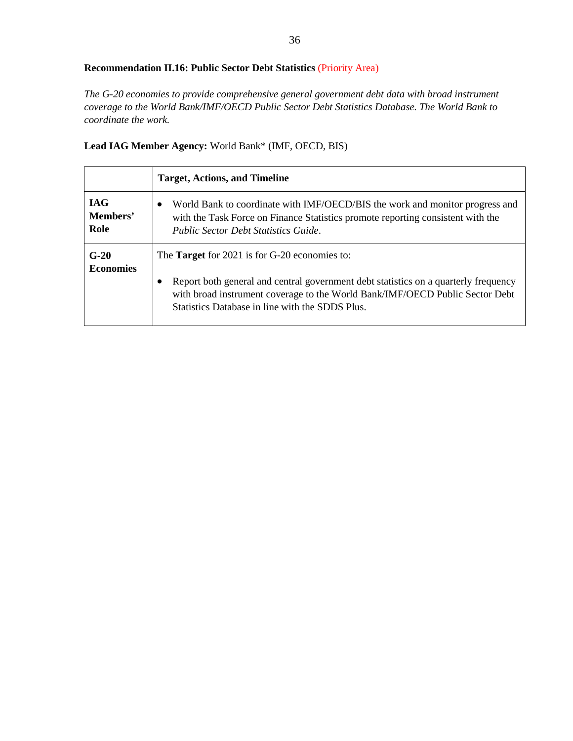**Recommendation II.16: Public Sector Debt Statistics** (Priority Area)

*The G-20 economies to provide comprehensive general government debt data with broad instrument coverage to the World Bank/IMF/OECD Public Sector Debt Statistics Database. The World Bank to coordinate the work.*

**Lead IAG Member Agency:** World Bank* (IMF, OECD, BIS)

| | **Target, Actions, and Timeline** |
|---|---|
| **IAG Members' Role** | • World Bank to coordinate with IMF/OECD/BIS the work and monitor progress and with the Task Force on Finance Statistics promote reporting consistent with the *Public Sector Debt Statistics Guide*. |
| **G-20 Economies** | The **Target** for 2021 is for G-20 economies to: <br><br> • Report both general and central government debt statistics on a quarterly frequency with broad instrument coverage to the World Bank/IMF/OECD Public Sector Debt Statistics Database in line with the SDDS Plus. |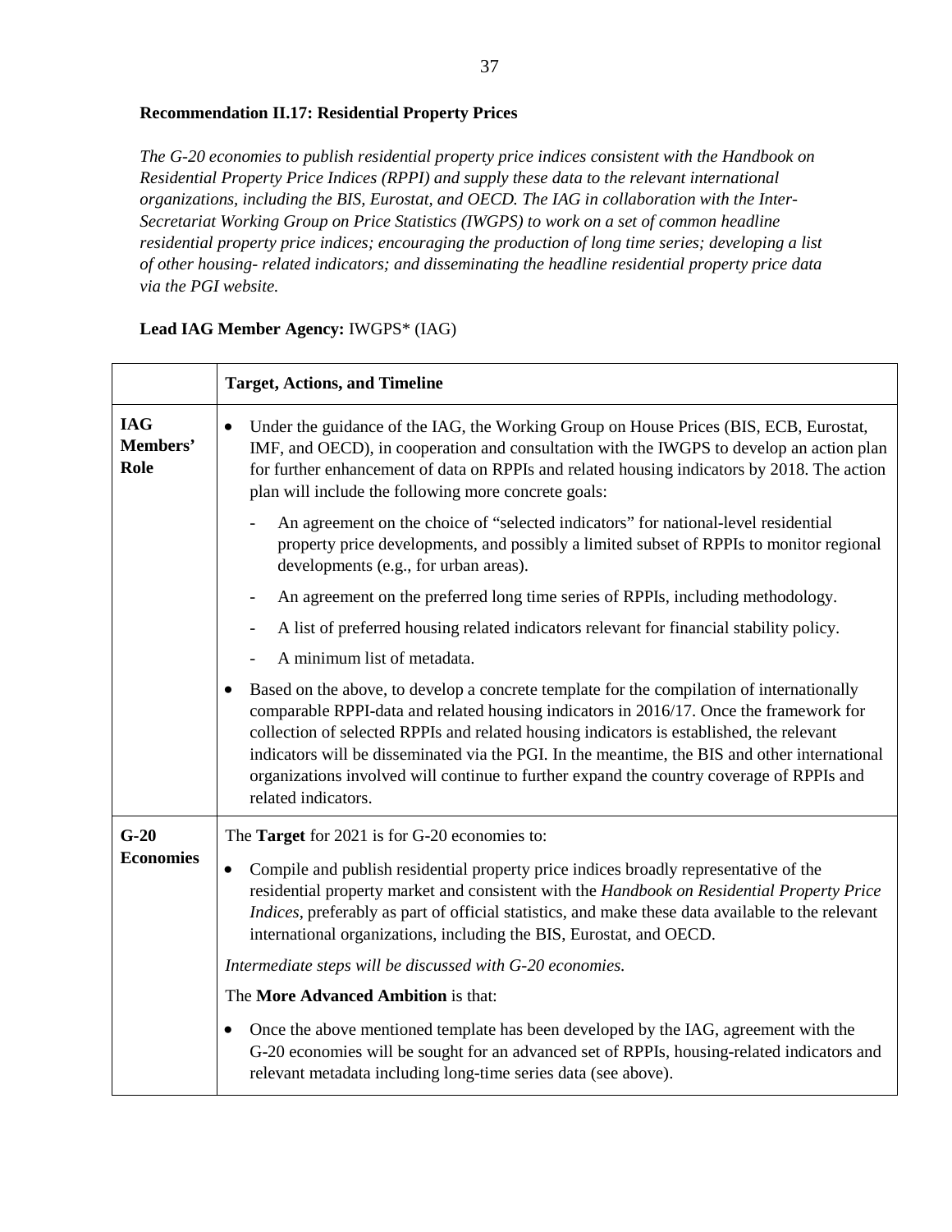**Recommendation II.17: Residential Property Prices**

*The G-20 economies to publish residential property price indices consistent with the Handbook on Residential Property Price Indices (RPPI) and supply these data to the relevant international organizations, including the BIS, Eurostat, and OECD. The IAG in collaboration with the Inter-Secretariat Working Group on Price Statistics (IWGPS) to work on a set of common headline residential property price indices; encouraging the production of long time series; developing a list of other housing- related indicators; and disseminating the headline residential property price data via the PGI website.*

**Lead IAG Member Agency:** IWGPS* (IAG)

| | **Target, Actions, and Timeline** |
|---|---|
| **IAG Members' Role** | • Under the guidance of the IAG, the Working Group on House Prices (BIS, ECB, Eurostat, IMF, and OECD), in cooperation and consultation with the IWGPS to develop an action plan for further enhancement of data on RPPIs and related housing indicators by 2018. The action plan will include the following more concrete goals:<br>- An agreement on the choice of "selected indicators" for national-level residential property price developments, and possibly a limited subset of RPPIs to monitor regional developments (e.g., for urban areas).<br>- An agreement on the preferred long time series of RPPIs, including methodology.<br>- A list of preferred housing related indicators relevant for financial stability policy.<br>- A minimum list of metadata.<br>• Based on the above, to develop a concrete template for the compilation of internationally comparable RPPI-data and related housing indicators in 2016/17. Once the framework for collection of selected RPPIs and related housing indicators is established, the relevant indicators will be disseminated via the PGI. In the meantime, the BIS and other international organizations involved will continue to further expand the country coverage of RPPIs and related indicators. |
| **G-20 Economies** | The **Target** for 2021 is for G-20 economies to:<br>• Compile and publish residential property price indices broadly representative of the residential property market and consistent with the *Handbook on Residential Property Price Indices*, preferably as part of official statistics, and make these data available to the relevant international organizations, including the BIS, Eurostat, and OECD.<br>*Intermediate steps will be discussed with G-20 economies.*<br>The **More Advanced Ambition** is that:<br>• Once the above mentioned template has been developed by the IAG, agreement with the G-20 economies will be sought for an advanced set of RPPIs, housing-related indicators and relevant metadata including long-time series data (see above). |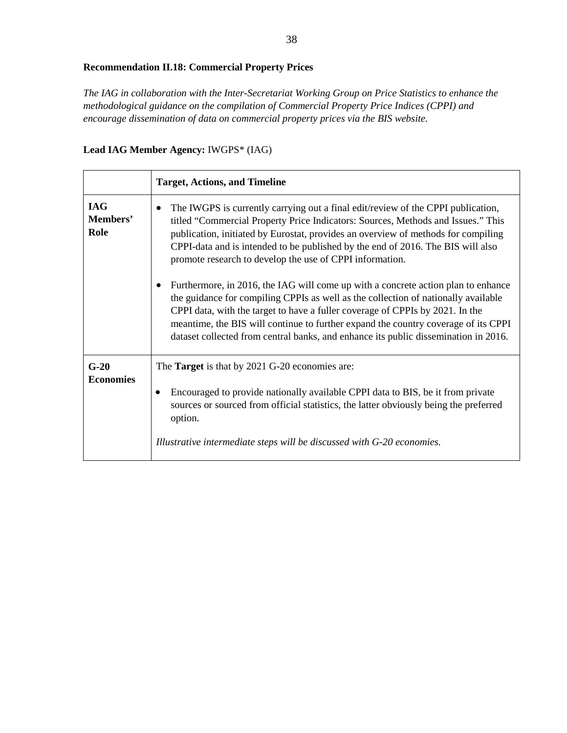### Recommendation II.18: Commercial Property Prices

*The IAG in collaboration with the Inter-Secretariat Working Group on Price Statistics to enhance the methodological guidance on the compilation of Commercial Property Price Indices (CPPI) and encourage dissemination of data on commercial property prices via the BIS website.*

**Lead IAG Member Agency:** IWGPS* (IAG)

| | **Target, Actions, and Timeline** |
|---|---|
| **IAG Members' Role** | • The IWGPS is currently carrying out a final edit/review of the CPPI publication, titled "Commercial Property Price Indicators: Sources, Methods and Issues." This publication, initiated by Eurostat, provides an overview of methods for compiling CPPI-data and is intended to be published by the end of 2016. The BIS will also promote research to develop the use of CPPI information.<br><br>• Furthermore, in 2016, the IAG will come up with a concrete action plan to enhance the guidance for compiling CPPIs as well as the collection of nationally available CPPI data, with the target to have a fuller coverage of CPPIs by 2021. In the meantime, the BIS will continue to further expand the country coverage of its CPPI dataset collected from central banks, and enhance its public dissemination in 2016. |
| **G-20 Economies** | The **Target** is that by 2021 G-20 economies are:<br><br>• Encouraged to provide nationally available CPPI data to BIS, be it from private sources or sourced from official statistics, the latter obviously being the preferred option.<br><br>*Illustrative intermediate steps will be discussed with G-20 economies.* |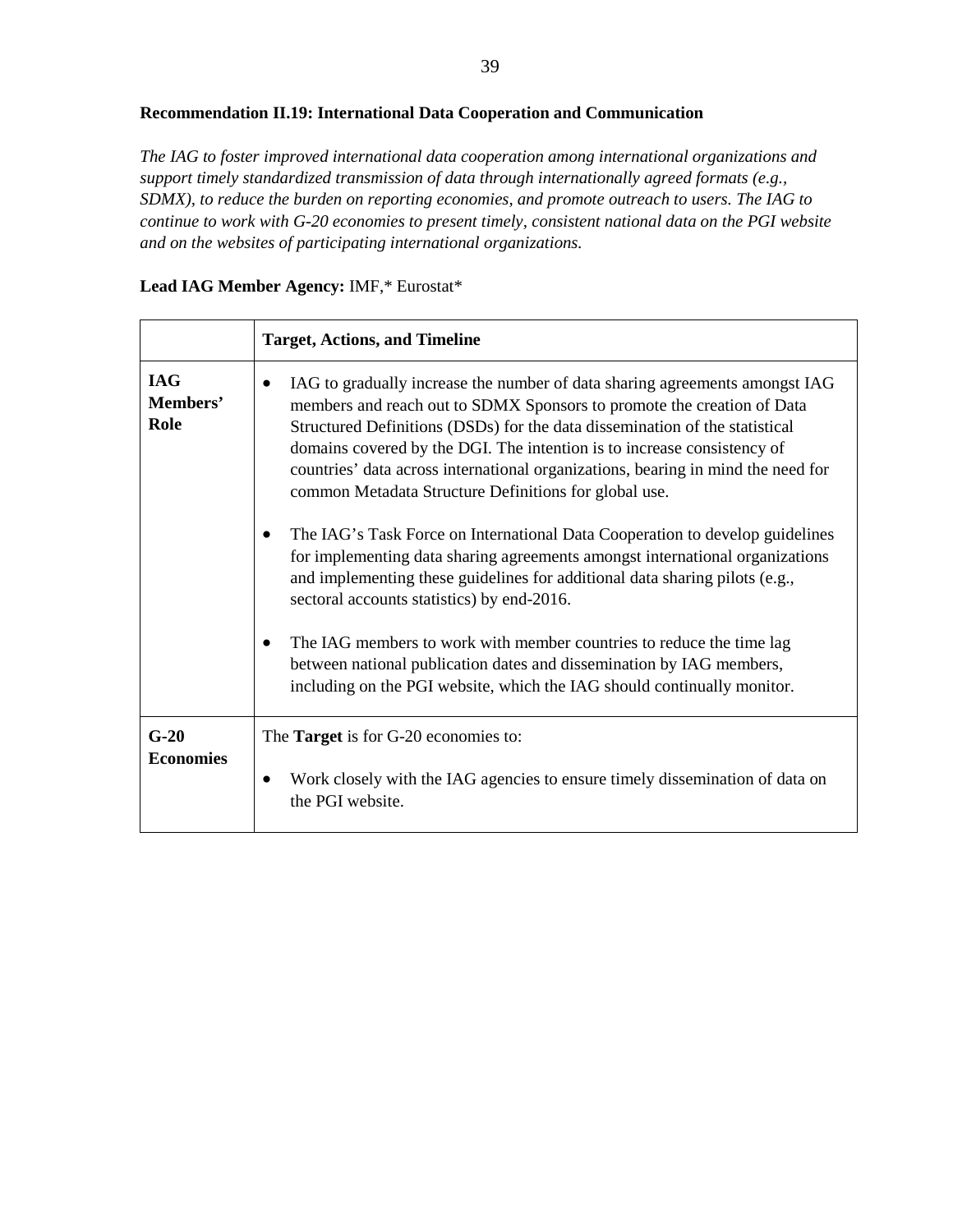**Recommendation II.19: International Data Cooperation and Communication**

*The IAG to foster improved international data cooperation among international organizations and support timely standardized transmission of data through internationally agreed formats (e.g., SDMX), to reduce the burden on reporting economies, and promote outreach to users. The IAG to continue to work with G-20 economies to present timely, consistent national data on the PGI website and on the websites of participating international organizations.*

**Lead IAG Member Agency:** IMF,* Eurostat*

| | **Target, Actions, and Timeline** |
|---|---|
| **IAG Members' Role** | • IAG to gradually increase the number of data sharing agreements amongst IAG members and reach out to SDMX Sponsors to promote the creation of Data Structured Definitions (DSDs) for the data dissemination of the statistical domains covered by the DGI. The intention is to increase consistency of countries' data across international organizations, bearing in mind the need for common Metadata Structure Definitions for global use.<br><br>• The IAG's Task Force on International Data Cooperation to develop guidelines for implementing data sharing agreements amongst international organizations and implementing these guidelines for additional data sharing pilots (e.g., sectoral accounts statistics) by end-2016.<br><br>• The IAG members to work with member countries to reduce the time lag between national publication dates and dissemination by IAG members, including on the PGI website, which the IAG should continually monitor. |
| **G-20 Economies** | The **Target** is for G-20 economies to:<br><br>• Work closely with the IAG agencies to ensure timely dissemination of data on the PGI website. |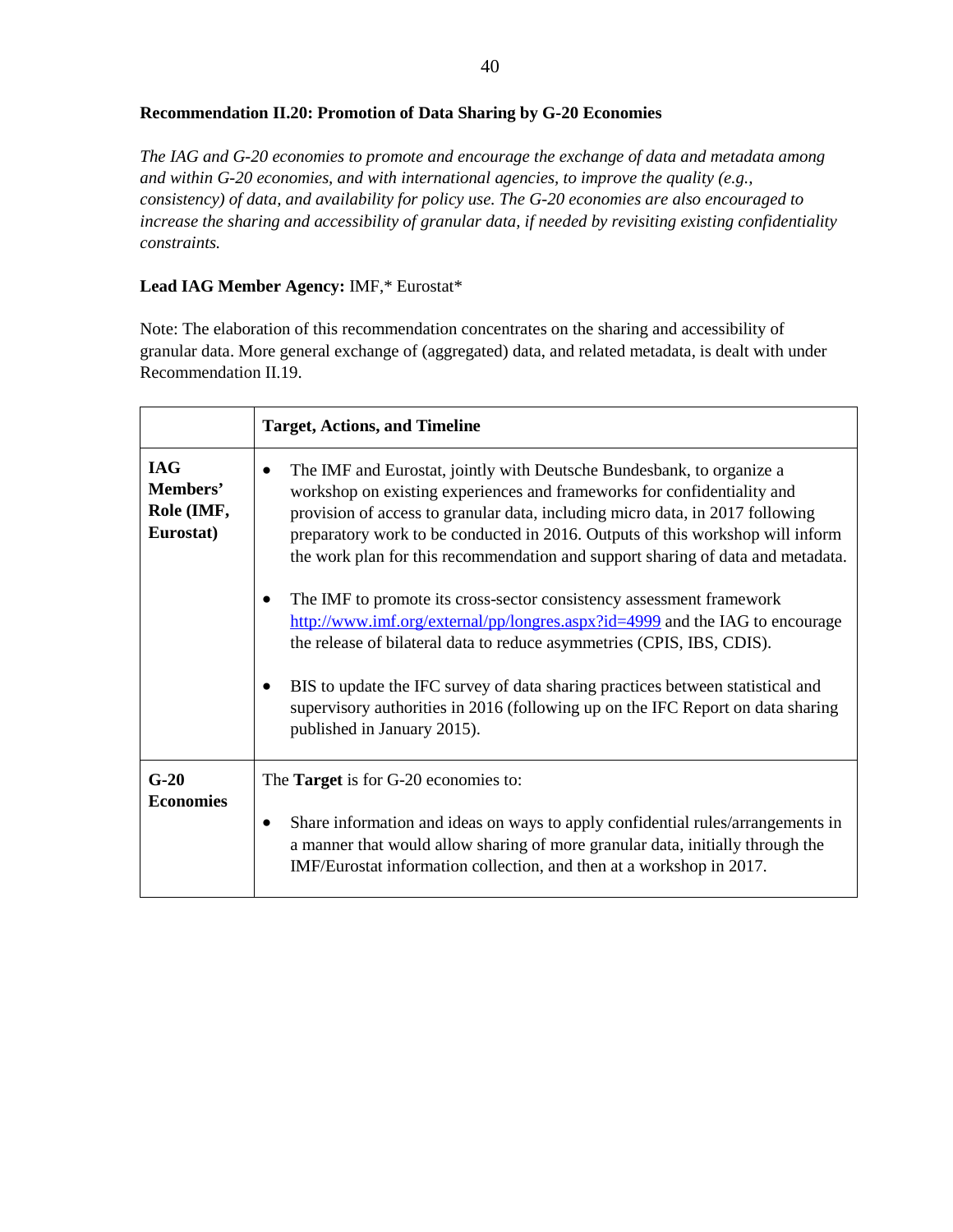**Recommendation II.20: Promotion of Data Sharing by G-20 Economies**

*The IAG and G-20 economies to promote and encourage the exchange of data and metadata among and within G-20 economies, and with international agencies, to improve the quality (e.g., consistency) of data, and availability for policy use. The G-20 economies are also encouraged to increase the sharing and accessibility of granular data, if needed by revisiting existing confidentiality constraints.*

**Lead IAG Member Agency:** IMF,* Eurostat*

Note: The elaboration of this recommendation concentrates on the sharing and accessibility of granular data. More general exchange of (aggregated) data, and related metadata, is dealt with under Recommendation II.19.

| | **Target, Actions, and Timeline** |
|---|---|
| **IAG Members' Role (IMF, Eurostat)** | • The IMF and Eurostat, jointly with Deutsche Bundesbank, to organize a workshop on existing experiences and frameworks for confidentiality and provision of access to granular data, including micro data, in 2017 following preparatory work to be conducted in 2016. Outputs of this workshop will inform the work plan for this recommendation and support sharing of data and metadata.<br><br>• The IMF to promote its cross-sector consistency assessment framework http://www.imf.org/external/pp/longres.aspx?id=4999 and the IAG to encourage the release of bilateral data to reduce asymmetries (CPIS, IBS, CDIS).<br><br>• BIS to update the IFC survey of data sharing practices between statistical and supervisory authorities in 2016 (following up on the IFC Report on data sharing published in January 2015). |
| **G-20 Economies** | The **Target** is for G-20 economies to:<br><br>• Share information and ideas on ways to apply confidential rules/arrangements in a manner that would allow sharing of more granular data, initially through the IMF/Eurostat information collection, and then at a workshop in 2017. |